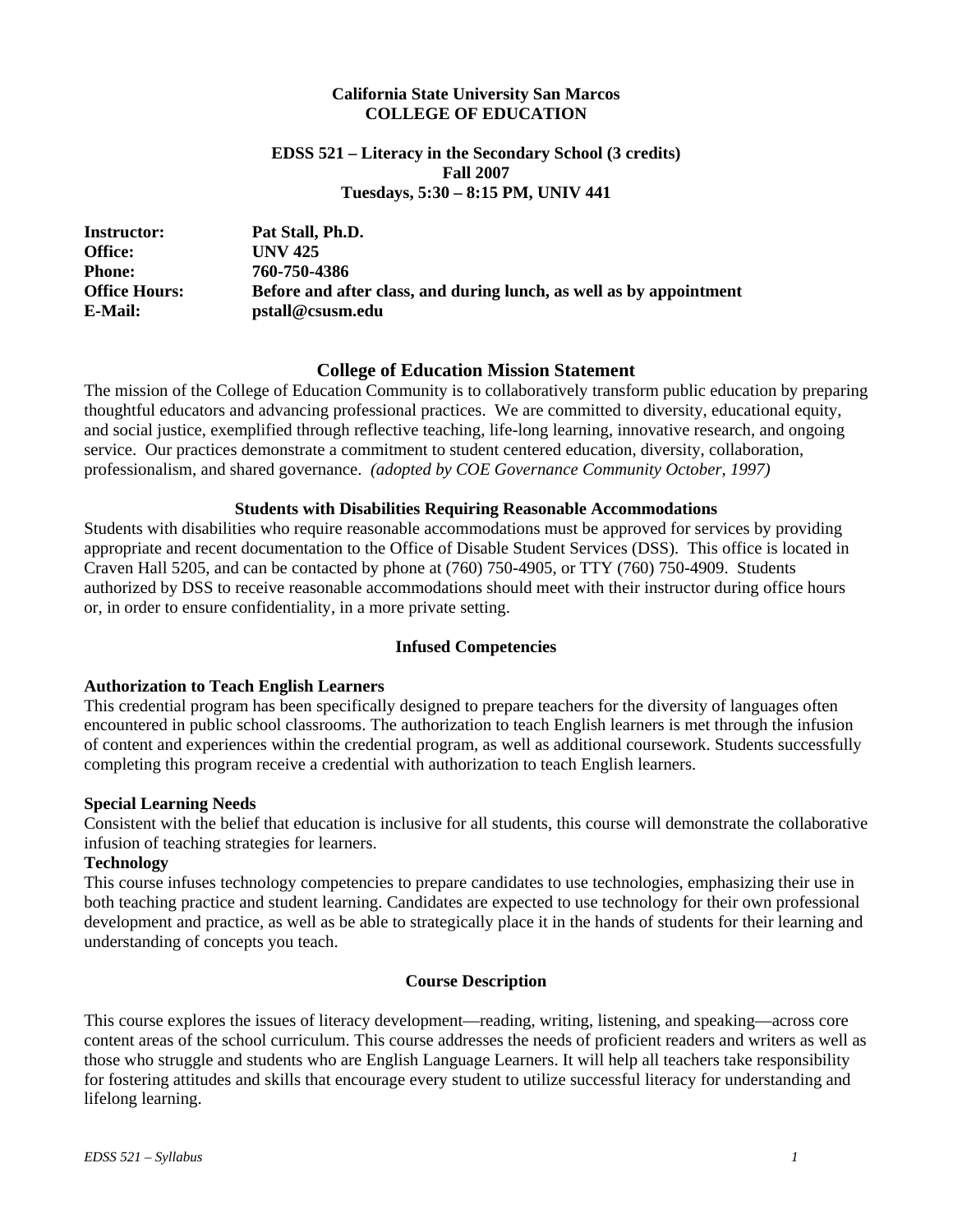**California State University San Marcos**
**COLLEGE OF EDUCATION**

**EDSS 521 – Literacy in the Secondary School (3 credits)**
**Fall 2007**
**Tuesdays, 5:30 – 8:15 PM, UNIV 441**

| | |
|---|---|
| **Instructor:** | **Pat Stall, Ph.D.** |
| **Office:** | **UNV 425** |
| **Phone:** | **760-750-4386** |
| **Office Hours:** | **Before and after class, and during lunch, as well as by appointment** |
| **E-Mail:** | **pstall@csusm.edu** |

## College of Education Mission Statement

The mission of the College of Education Community is to collaboratively transform public education by preparing thoughtful educators and advancing professional practices. We are committed to diversity, educational equity, and social justice, exemplified through reflective teaching, life-long learning, innovative research, and ongoing service. Our practices demonstrate a commitment to student centered education, diversity, collaboration, professionalism, and shared governance. *(adopted by COE Governance Community October, 1997)*

### Students with Disabilities Requiring Reasonable Accommodations

Students with disabilities who require reasonable accommodations must be approved for services by providing appropriate and recent documentation to the Office of Disable Student Services (DSS). This office is located in Craven Hall 5205, and can be contacted by phone at (760) 750-4905, or TTY (760) 750-4909. Students authorized by DSS to receive reasonable accommodations should meet with their instructor during office hours or, in order to ensure confidentiality, in a more private setting.

### Infused Competencies

**Authorization to Teach English Learners**
This credential program has been specifically designed to prepare teachers for the diversity of languages often encountered in public school classrooms. The authorization to teach English learners is met through the infusion of content and experiences within the credential program, as well as additional coursework. Students successfully completing this program receive a credential with authorization to teach English learners.

**Special Learning Needs**
Consistent with the belief that education is inclusive for all students, this course will demonstrate the collaborative infusion of teaching strategies for learners.

**Technology**
This course infuses technology competencies to prepare candidates to use technologies, emphasizing their use in both teaching practice and student learning. Candidates are expected to use technology for their own professional development and practice, as well as be able to strategically place it in the hands of students for their learning and understanding of concepts you teach.

### Course Description

This course explores the issues of literacy development—reading, writing, listening, and speaking—across core content areas of the school curriculum. This course addresses the needs of proficient readers and writers as well as those who struggle and students who are English Language Learners. It will help all teachers take responsibility for fostering attitudes and skills that encourage every student to utilize successful literacy for understanding and lifelong learning.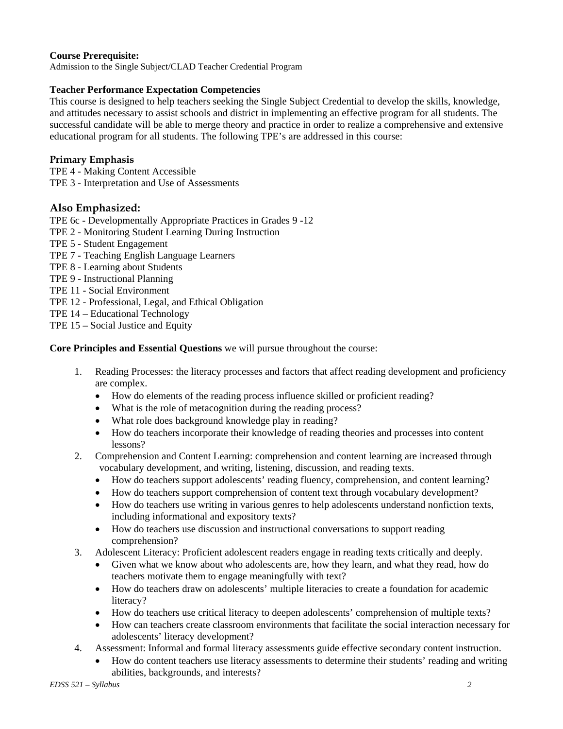**Course Prerequisite:**
Admission to the Single Subject/CLAD Teacher Credential Program

**Teacher Performance Expectation Competencies**
This course is designed to help teachers seeking the Single Subject Credential to develop the skills, knowledge, and attitudes necessary to assist schools and district in implementing an effective program for all students. The successful candidate will be able to merge theory and practice in order to realize a comprehensive and extensive educational program for all students. The following TPE's are addressed in this course:

### Primary Emphasis

TPE 4 - Making Content Accessible
TPE 3 - Interpretation and Use of Assessments

## Also Emphasized:

TPE 6c - Developmentally Appropriate Practices in Grades 9 -12
TPE 2 - Monitoring Student Learning During Instruction
TPE 5 - Student Engagement
TPE 7 - Teaching English Language Learners
TPE 8 - Learning about Students
TPE 9 - Instructional Planning
TPE 11 - Social Environment
TPE 12 - Professional, Legal, and Ethical Obligation
TPE 14 – Educational Technology
TPE 15 – Social Justice and Equity

**Core Principles and Essential Questions** we will pursue throughout the course:

1. Reading Processes: the literacy processes and factors that affect reading development and proficiency are complex.
   - How do elements of the reading process influence skilled or proficient reading?
   - What is the role of metacognition during the reading process?
   - What role does background knowledge play in reading?
   - How do teachers incorporate their knowledge of reading theories and processes into content lessons?
2. Comprehension and Content Learning: comprehension and content learning are increased through vocabulary development, and writing, listening, discussion, and reading texts.
   - How do teachers support adolescents' reading fluency, comprehension, and content learning?
   - How do teachers support comprehension of content text through vocabulary development?
   - How do teachers use writing in various genres to help adolescents understand nonfiction texts, including informational and expository texts?
   - How do teachers use discussion and instructional conversations to support reading comprehension?
3. Adolescent Literacy: Proficient adolescent readers engage in reading texts critically and deeply.
   - Given what we know about who adolescents are, how they learn, and what they read, how do teachers motivate them to engage meaningfully with text?
   - How do teachers draw on adolescents' multiple literacies to create a foundation for academic literacy?
   - How do teachers use critical literacy to deepen adolescents' comprehension of multiple texts?
   - How can teachers create classroom environments that facilitate the social interaction necessary for adolescents' literacy development?
4. Assessment: Informal and formal literacy assessments guide effective secondary content instruction.
   - How do content teachers use literacy assessments to determine their students' reading and writing abilities, backgrounds, and interests?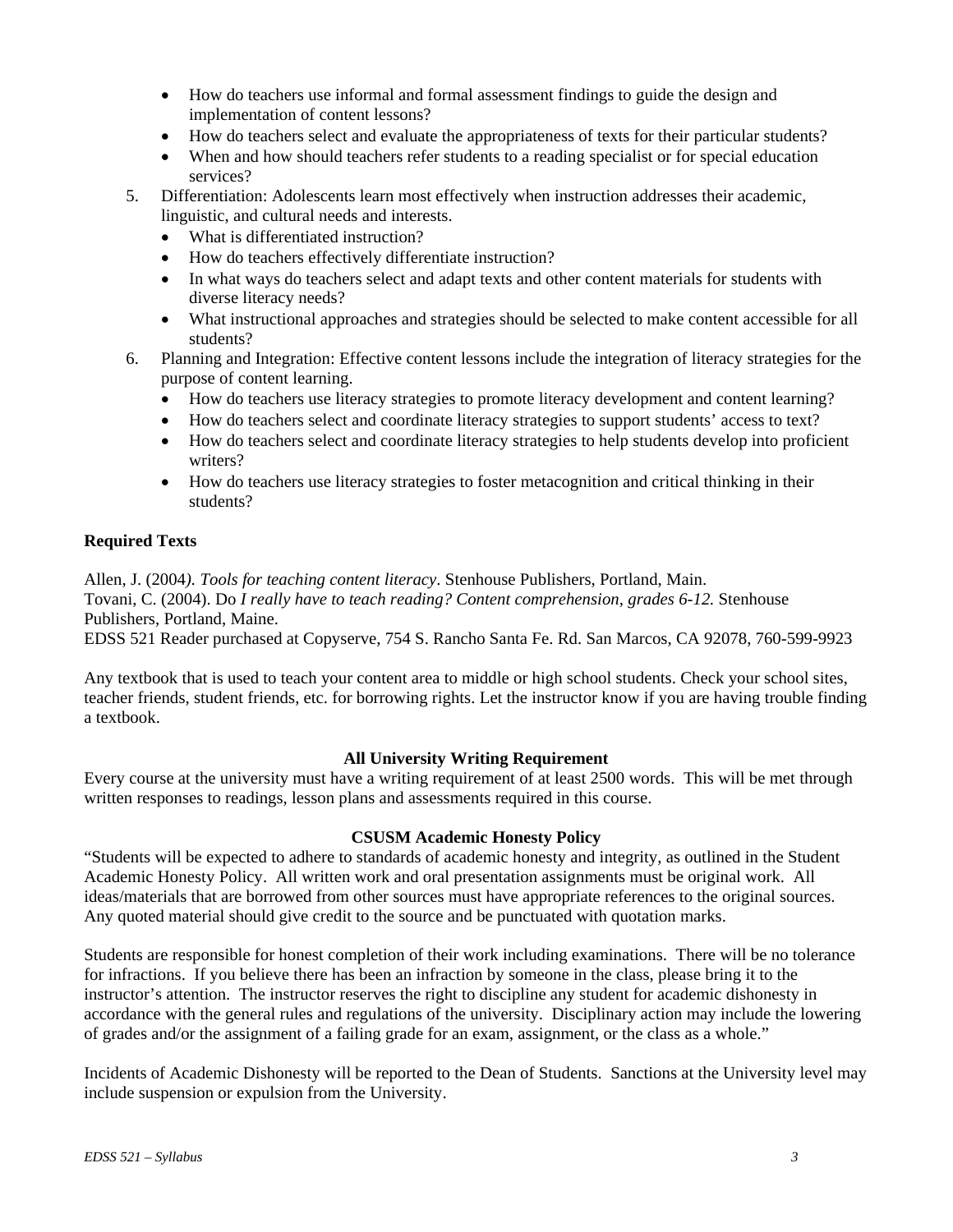- How do teachers use informal and formal assessment findings to guide the design and implementation of content lessons?
- How do teachers select and evaluate the appropriateness of texts for their particular students?
- When and how should teachers refer students to a reading specialist or for special education services?

5. Differentiation: Adolescents learn most effectively when instruction addresses their academic, linguistic, and cultural needs and interests.
   - What is differentiated instruction?
   - How do teachers effectively differentiate instruction?
   - In what ways do teachers select and adapt texts and other content materials for students with diverse literacy needs?
   - What instructional approaches and strategies should be selected to make content accessible for all students?
6. Planning and Integration: Effective content lessons include the integration of literacy strategies for the purpose of content learning.
   - How do teachers use literacy strategies to promote literacy development and content learning?
   - How do teachers select and coordinate literacy strategies to support students' access to text?
   - How do teachers select and coordinate literacy strategies to help students develop into proficient writers?
   - How do teachers use literacy strategies to foster metacognition and critical thinking in their students?

**Required Texts**

Allen, J. (2004*). Tools for teaching content literacy*. Stenhouse Publishers, Portland, Main.
Tovani, C. (2004). Do *I really have to teach reading? Content comprehension, grades 6-12.* Stenhouse Publishers, Portland, Maine.
EDSS 521 Reader purchased at Copyserve, 754 S. Rancho Santa Fe. Rd. San Marcos, CA 92078, 760-599-9923

Any textbook that is used to teach your content area to middle or high school students. Check your school sites, teacher friends, student friends, etc. for borrowing rights. Let the instructor know if you are having trouble finding a textbook.

**All University Writing Requirement**

Every course at the university must have a writing requirement of at least 2500 words. This will be met through written responses to readings, lesson plans and assessments required in this course.

**CSUSM Academic Honesty Policy**

"Students will be expected to adhere to standards of academic honesty and integrity, as outlined in the Student Academic Honesty Policy. All written work and oral presentation assignments must be original work. All ideas/materials that are borrowed from other sources must have appropriate references to the original sources. Any quoted material should give credit to the source and be punctuated with quotation marks.

Students are responsible for honest completion of their work including examinations. There will be no tolerance for infractions. If you believe there has been an infraction by someone in the class, please bring it to the instructor's attention. The instructor reserves the right to discipline any student for academic dishonesty in accordance with the general rules and regulations of the university. Disciplinary action may include the lowering of grades and/or the assignment of a failing grade for an exam, assignment, or the class as a whole."

Incidents of Academic Dishonesty will be reported to the Dean of Students. Sanctions at the University level may include suspension or expulsion from the University.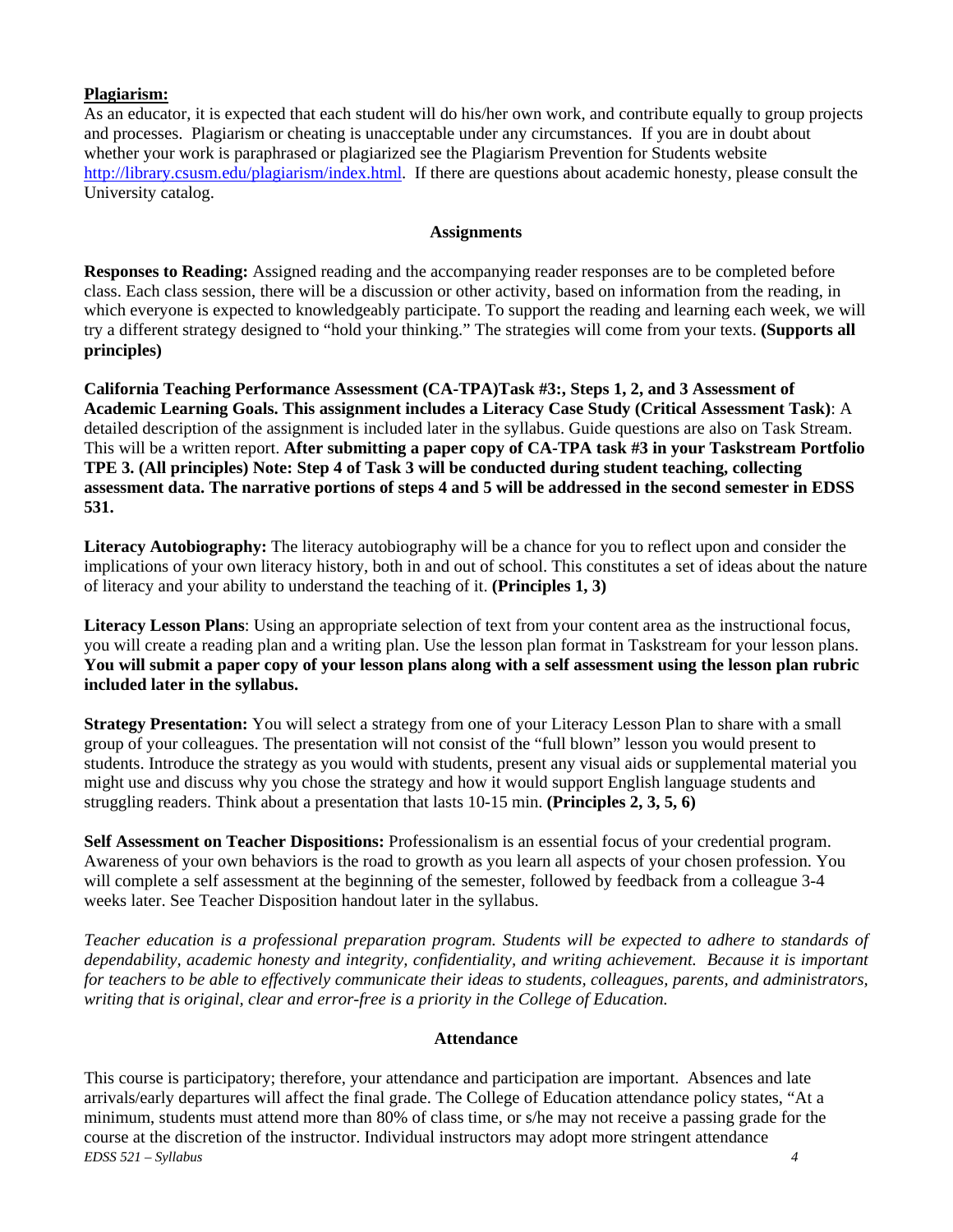**Plagiarism:**

As an educator, it is expected that each student will do his/her own work, and contribute equally to group projects and processes. Plagiarism or cheating is unacceptable under any circumstances. If you are in doubt about whether your work is paraphrased or plagiarized see the Plagiarism Prevention for Students website http://library.csusm.edu/plagiarism/index.html. If there are questions about academic honesty, please consult the University catalog.

## Assignments

**Responses to Reading:** Assigned reading and the accompanying reader responses are to be completed before class. Each class session, there will be a discussion or other activity, based on information from the reading, in which everyone is expected to knowledgeably participate. To support the reading and learning each week, we will try a different strategy designed to "hold your thinking." The strategies will come from your texts. **(Supports all principles)**

**California Teaching Performance Assessment (CA-TPA)Task #3:, Steps 1, 2, and 3 Assessment of Academic Learning Goals. This assignment includes a Literacy Case Study (Critical Assessment Task)**: A detailed description of the assignment is included later in the syllabus. Guide questions are also on Task Stream. This will be a written report. **After submitting a paper copy of CA-TPA task #3 in your Taskstream Portfolio TPE 3. (All principles) Note: Step 4 of Task 3 will be conducted during student teaching, collecting assessment data. The narrative portions of steps 4 and 5 will be addressed in the second semester in EDSS 531.**

**Literacy Autobiography:** The literacy autobiography will be a chance for you to reflect upon and consider the implications of your own literacy history, both in and out of school. This constitutes a set of ideas about the nature of literacy and your ability to understand the teaching of it. **(Principles 1, 3)**

**Literacy Lesson Plans**: Using an appropriate selection of text from your content area as the instructional focus, you will create a reading plan and a writing plan. Use the lesson plan format in Taskstream for your lesson plans. **You will submit a paper copy of your lesson plans along with a self assessment using the lesson plan rubric included later in the syllabus.**

**Strategy Presentation:** You will select a strategy from one of your Literacy Lesson Plan to share with a small group of your colleagues. The presentation will not consist of the "full blown" lesson you would present to students. Introduce the strategy as you would with students, present any visual aids or supplemental material you might use and discuss why you chose the strategy and how it would support English language students and struggling readers. Think about a presentation that lasts 10-15 min. **(Principles 2, 3, 5, 6)**

**Self Assessment on Teacher Dispositions:** Professionalism is an essential focus of your credential program. Awareness of your own behaviors is the road to growth as you learn all aspects of your chosen profession. You will complete a self assessment at the beginning of the semester, followed by feedback from a colleague 3-4 weeks later. See Teacher Disposition handout later in the syllabus.

*Teacher education is a professional preparation program. Students will be expected to adhere to standards of dependability, academic honesty and integrity, confidentiality, and writing achievement. Because it is important for teachers to be able to effectively communicate their ideas to students, colleagues, parents, and administrators, writing that is original, clear and error-free is a priority in the College of Education.*

## Attendance

This course is participatory; therefore, your attendance and participation are important. Absences and late arrivals/early departures will affect the final grade. The College of Education attendance policy states, "At a minimum, students must attend more than 80% of class time, or s/he may not receive a passing grade for the course at the discretion of the instructor. Individual instructors may adopt more stringent attendance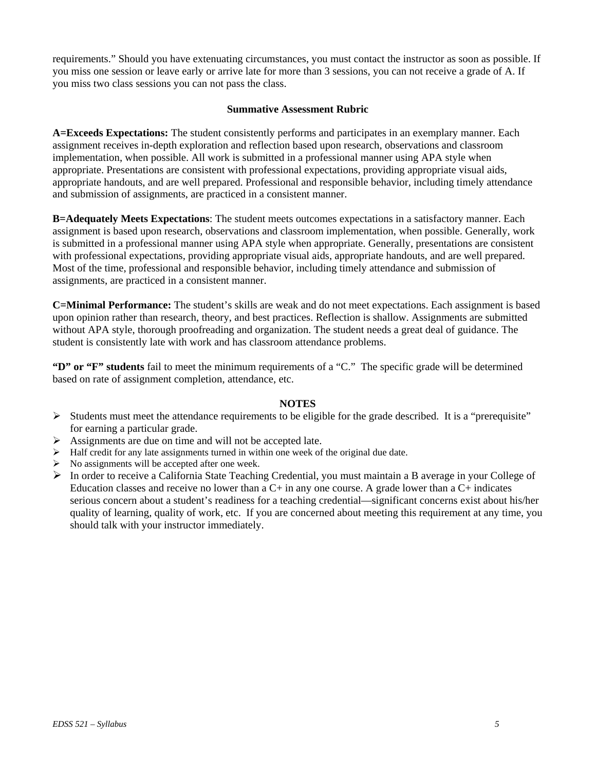requirements." Should you have extenuating circumstances, you must contact the instructor as soon as possible. If you miss one session or leave early or arrive late for more than 3 sessions, you can not receive a grade of A. If you miss two class sessions you can not pass the class.

### Summative Assessment Rubric

**A=Exceeds Expectations:** The student consistently performs and participates in an exemplary manner. Each assignment receives in-depth exploration and reflection based upon research, observations and classroom implementation, when possible. All work is submitted in a professional manner using APA style when appropriate. Presentations are consistent with professional expectations, providing appropriate visual aids, appropriate handouts, and are well prepared. Professional and responsible behavior, including timely attendance and submission of assignments, are practiced in a consistent manner.

**B=Adequately Meets Expectations**: The student meets outcomes expectations in a satisfactory manner. Each assignment is based upon research, observations and classroom implementation, when possible. Generally, work is submitted in a professional manner using APA style when appropriate. Generally, presentations are consistent with professional expectations, providing appropriate visual aids, appropriate handouts, and are well prepared. Most of the time, professional and responsible behavior, including timely attendance and submission of assignments, are practiced in a consistent manner.

**C=Minimal Performance:** The student's skills are weak and do not meet expectations. Each assignment is based upon opinion rather than research, theory, and best practices. Reflection is shallow. Assignments are submitted without APA style, thorough proofreading and organization. The student needs a great deal of guidance. The student is consistently late with work and has classroom attendance problems.

**"D" or "F" students** fail to meet the minimum requirements of a "C." The specific grade will be determined based on rate of assignment completion, attendance, etc.

### NOTES

- Students must meet the attendance requirements to be eligible for the grade described. It is a "prerequisite" for earning a particular grade.
- Assignments are due on time and will not be accepted late.
- Half credit for any late assignments turned in within one week of the original due date.
- No assignments will be accepted after one week.
- In order to receive a California State Teaching Credential, you must maintain a B average in your College of Education classes and receive no lower than a C+ in any one course. A grade lower than a C+ indicates serious concern about a student's readiness for a teaching credential—significant concerns exist about his/her quality of learning, quality of work, etc. If you are concerned about meeting this requirement at any time, you should talk with your instructor immediately.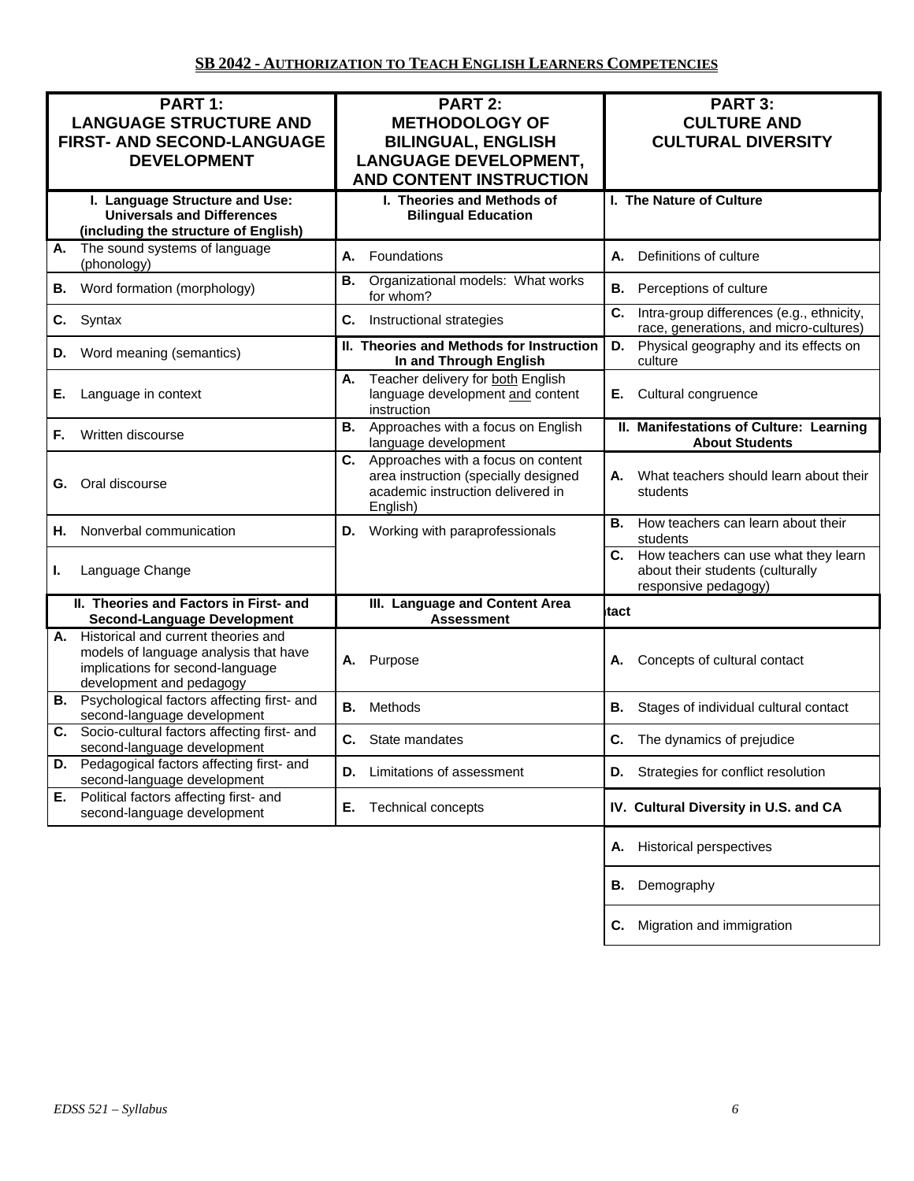## SB 2042 - AUTHORIZATION TO TEACH ENGLISH LEARNERS COMPETENCIES

| PART 1: LANGUAGE STRUCTURE AND FIRST- AND SECOND-LANGUAGE DEVELOPMENT | PART 2: METHODOLOGY OF BILINGUAL, ENGLISH LANGUAGE DEVELOPMENT, AND CONTENT INSTRUCTION | PART 3: CULTURE AND CULTURAL DIVERSITY |
|---|---|---|
| **I. Language Structure and Use: Universals and Differences (including the structure of English)** | **I. Theories and Methods of Bilingual Education** | **I. The Nature of Culture** |
| **A.** The sound systems of language (phonology) | **A.** Foundations | **A.** Definitions of culture |
| **B.** Word formation (morphology) | **B.** Organizational models: What works for whom? | **B.** Perceptions of culture |
| **C.** Syntax | **C.** Instructional strategies | **C.** Intra-group differences (e.g., ethnicity, race, generations, and micro-cultures) |
| **D.** Word meaning (semantics) | **II. Theories and Methods for Instruction In and Through English** | **D.** Physical geography and its effects on culture |
| **E.** Language in context | **A.** Teacher delivery for both English language development and content instruction | **E.** Cultural congruence |
| **F.** Written discourse | **B.** Approaches with a focus on English language development | **II. Manifestations of Culture: Learning About Students** |
| **G.** Oral discourse | **C.** Approaches with a focus on content area instruction (specially designed academic instruction delivered in English) | **A.** What teachers should learn about their students |
| **H.** Nonverbal communication | **D.** Working with paraprofessionals | **B.** How teachers can learn about their students |
| **I.** Language Change | | **C.** How teachers can use what they learn about their students (culturally responsive pedagogy) |
| **II. Theories and Factors in First- and Second-Language Development** | **III. Language and Content Area Assessment** | **tact** |
| **A.** Historical and current theories and models of language analysis that have implications for second-language development and pedagogy | **A.** Purpose | **A.** Concepts of cultural contact |
| **B.** Psychological factors affecting first- and second-language development | **B.** Methods | **B.** Stages of individual cultural contact |
| **C.** Socio-cultural factors affecting first- and second-language development | **C.** State mandates | **C.** The dynamics of prejudice |
| **D.** Pedagogical factors affecting first- and second-language development | **D.** Limitations of assessment | **D.** Strategies for conflict resolution |
| **E.** Political factors affecting first- and second-language development | **E.** Technical concepts | **IV. Cultural Diversity in U.S. and CA** |
| | | **A.** Historical perspectives |
| | | **B.** Demography |
| | | **C.** Migration and immigration |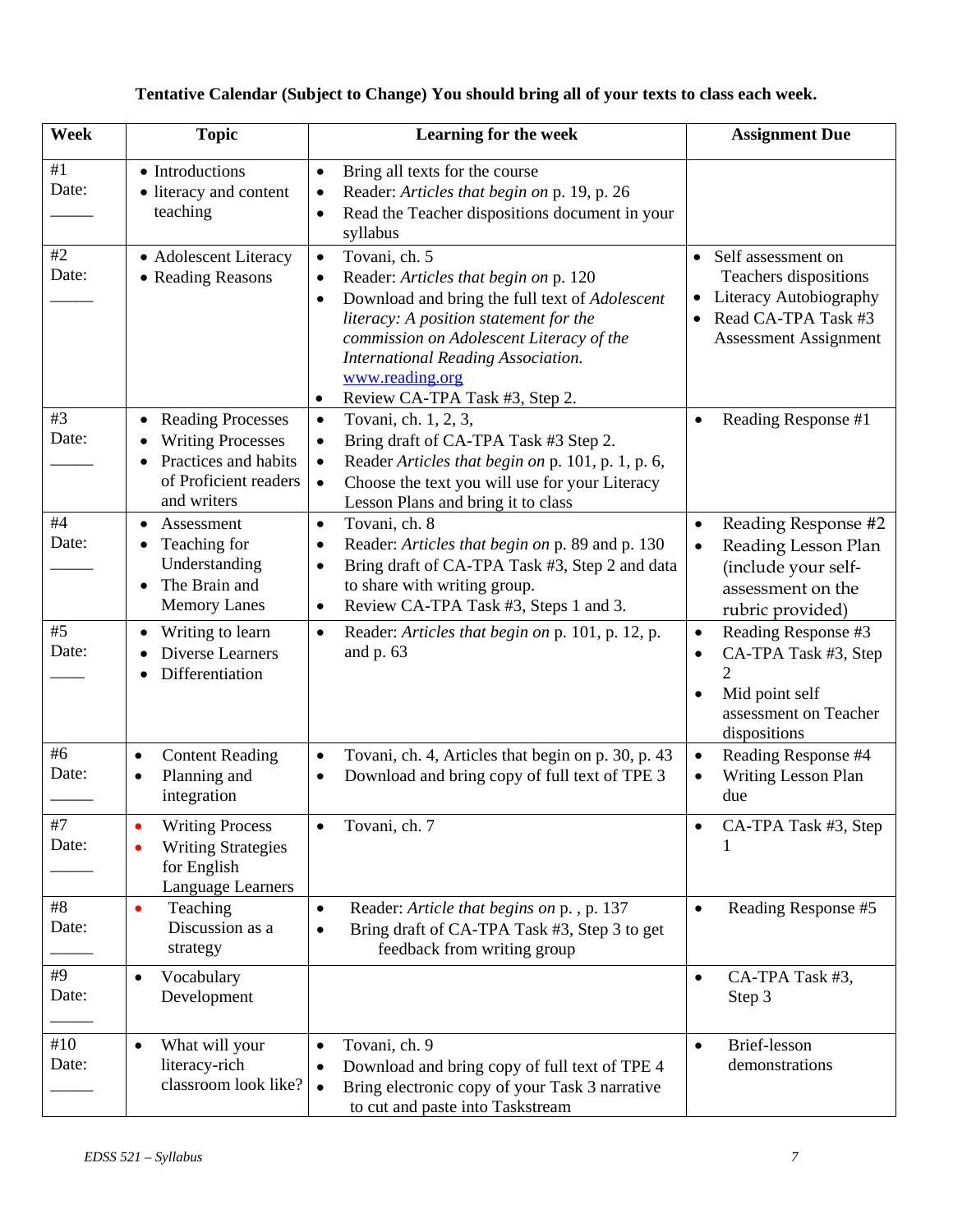**Tentative Calendar (Subject to Change) You should bring all of your texts to class each week.**

| Week | Topic | Learning for the week | Assignment Due |
|---|---|---|---|
| #1<br>Date:<br>_____ | • Introductions<br>• literacy and content teaching | • Bring all texts for the course<br>• Reader: *Articles that begin on* p. 19, p. 26<br>• Read the Teacher dispositions document in your syllabus | |
| #2<br>Date:<br>_____ | • Adolescent Literacy<br>• Reading Reasons | • Tovani, ch. 5<br>• Reader: *Articles that begin on* p. 120<br>• Download and bring the full text of *Adolescent literacy: A position statement for the commission on Adolescent Literacy of the International Reading Association.* www.reading.org<br>• Review CA-TPA Task #3, Step 2. | • Self assessment on Teachers dispositions<br>• Literacy Autobiography<br>• Read CA-TPA Task #3 Assessment Assignment |
| #3<br>Date:<br>_____ | • Reading Processes<br>• Writing Processes<br>• Practices and habits of Proficient readers and writers | • Tovani, ch. 1, 2, 3,<br>• Bring draft of CA-TPA Task #3 Step 2.<br>• Reader *Articles that begin on* p. 101, p. 1, p. 6,<br>• Choose the text you will use for your Literacy Lesson Plans and bring it to class | • Reading Response #1 |
| #4<br>Date:<br>_____ | • Assessment<br>• Teaching for Understanding<br>• The Brain and Memory Lanes | • Tovani, ch. 8<br>• Reader: *Articles that begin on* p. 89 and p. 130<br>• Bring draft of CA-TPA Task #3, Step 2 and data to share with writing group.<br>• Review CA-TPA Task #3, Steps 1 and 3. | • Reading Response #2<br>• Reading Lesson Plan (include your self-assessment on the rubric provided) |
| #5<br>Date:<br>____ | • Writing to learn<br>• Diverse Learners<br>• Differentiation | • Reader: *Articles that begin on* p. 101, p. 12, p. and p. 63 | • Reading Response #3<br>• CA-TPA Task #3, Step 2<br>• Mid point self assessment on Teacher dispositions |
| #6<br>Date:<br>_____ | • Content Reading<br>• Planning and integration | • Tovani, ch. 4, Articles that begin on p. 30, p. 43<br>• Download and bring copy of full text of TPE 3 | • Reading Response #4<br>• Writing Lesson Plan due |
| #7<br>Date:<br>_____ | • Writing Process<br>• Writing Strategies for English Language Learners | • Tovani, ch. 7 | • CA-TPA Task #3, Step 1 |
| #8<br>Date:<br>_____ | • Teaching Discussion as a strategy | • Reader: *Article that begins on* p. , p. 137<br>• Bring draft of CA-TPA Task #3, Step 3 to get feedback from writing group | • Reading Response #5 |
| #9<br>Date:<br>_____ | • Vocabulary Development | | • CA-TPA Task #3, Step 3 |
| #10<br>Date:<br>_____ | • What will your literacy-rich classroom look like? | • Tovani, ch. 9<br>• Download and bring copy of full text of TPE 4<br>• Bring electronic copy of your Task 3 narrative to cut and paste into Taskstream | • Brief-lesson demonstrations |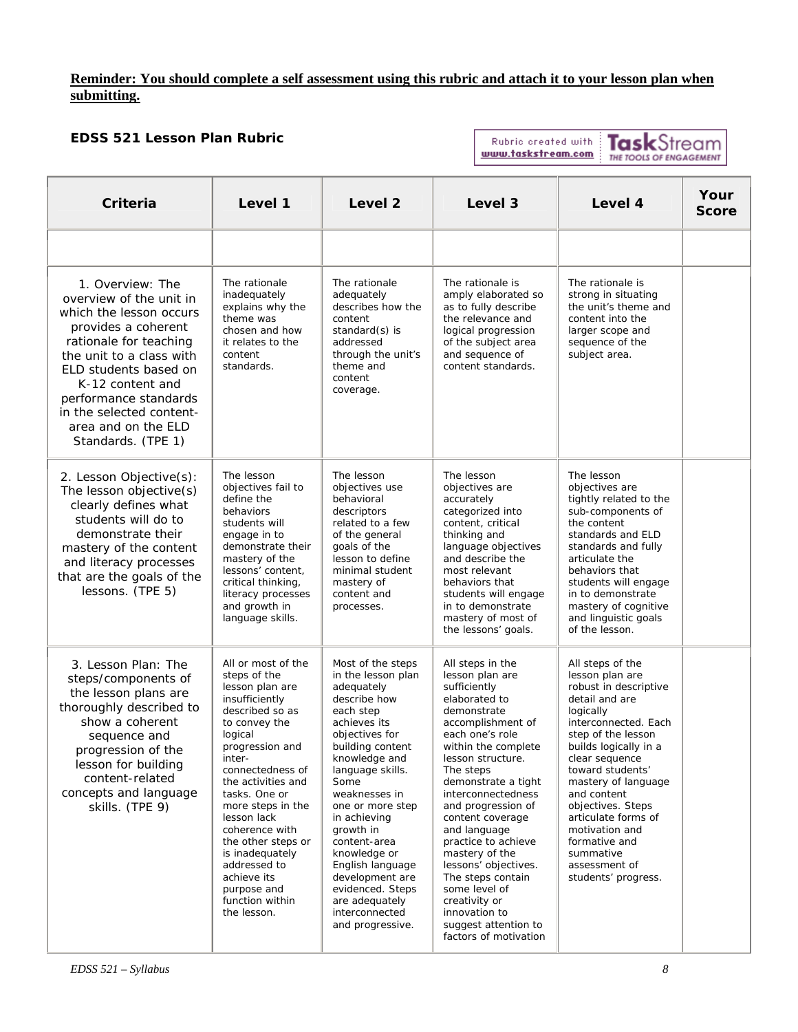**Reminder: You should complete a self assessment using this rubric and attach it to your lesson plan when submitting.**

**EDSS 521 Lesson Plan Rubric**

Rubric created with www.taskstream.com TaskStream THE TOOLS OF ENGAGEMENT

| Criteria | Level 1 | Level 2 | Level 3 | Level 4 | Your Score |
|---|---|---|---|---|---|
| | | | | | |
| 1. Overview: The overview of the unit in which the lesson occurs provides a coherent rationale for teaching the unit to a class with ELD students based on K-12 content and performance standards in the selected content-area and on the ELD Standards. (TPE 1) | The rationale inadequately explains why the theme was chosen and how it relates to the content standards. | The rationale adequately describes how the content standard(s) is addressed through the unit's theme and content coverage. | The rationale is amply elaborated so as to fully describe the relevance and logical progression of the subject area and sequence of content standards. | The rationale is strong in situating the unit's theme and content into the larger scope and sequence of the subject area. | |
| 2. Lesson Objective(s): The lesson objective(s) clearly defines what students will do to demonstrate their mastery of the content and literacy processes that are the goals of the lessons. (TPE 5) | The lesson objectives fail to define the behaviors students will engage in to demonstrate their mastery of the lessons' content, critical thinking, literacy processes and growth in language skills. | The lesson objectives use behavioral descriptors related to a few of the general goals of the lesson to define minimal student mastery of content and processes. | The lesson objectives are accurately categorized into content, critical thinking and language objectives and describe the most relevant behaviors that students will engage in to demonstrate mastery of most of the lessons' goals. | The lesson objectives are tightly related to the sub-components of the content standards and ELD standards and fully articulate the behaviors that students will engage in to demonstrate mastery of cognitive and linguistic goals of the lesson. | |
| 3. Lesson Plan: The steps/components of the lesson plans are thoroughly described to show a coherent sequence and progression of the lesson for building content-related concepts and language skills. (TPE 9) | All or most of the steps of the lesson plan are insufficiently described so as to convey the logical progression and inter-connectedness of the activities and tasks. One or more steps in the lesson lack coherence with the other steps or is inadequately addressed to achieve its purpose and function within the lesson. | Most of the steps in the lesson plan adequately describe how each step achieves its objectives for building content knowledge and language skills. Some weaknesses in one or more step in achieving growth in content-area knowledge or English language development are evidenced. Steps are adequately interconnected and progressive. | All steps in the lesson plan are sufficiently elaborated to demonstrate accomplishment of each one's role within the complete lesson structure. The steps demonstrate a tight interconnectedness and progression of content coverage and language practice to achieve mastery of the lessons' objectives. The steps contain some level of creativity or innovation to suggest attention to factors of motivation | All steps of the lesson plan are robust in descriptive detail and are logically interconnected. Each step of the lesson builds logically in a clear sequence toward students' mastery of language and content objectives. Steps articulate forms of motivation and formative and summative assessment of students' progress. | |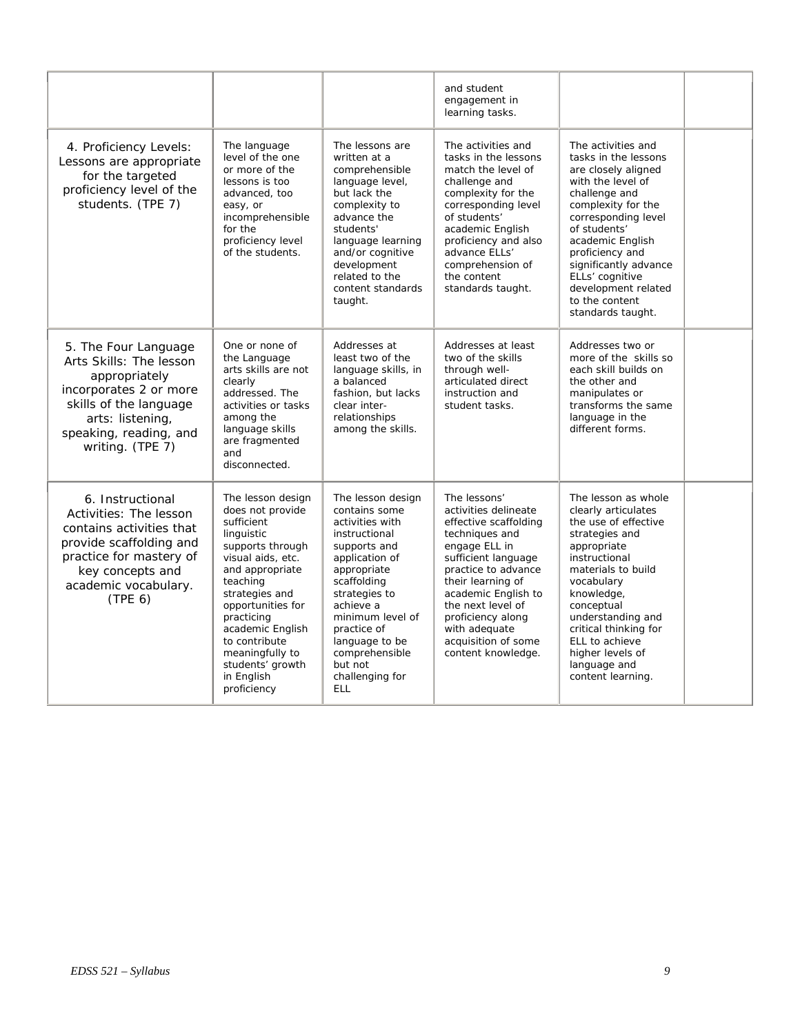| | | | | | |
|---|---|---|---|---|---|
| | | | and student engagement in learning tasks. | | |
| 4. Proficiency Levels: Lessons are appropriate for the targeted proficiency level of the students. (TPE 7) | The language level of the one or more of the lessons is too advanced, too easy, or incomprehensible for the proficiency level of the students. | The lessons are written at a comprehensible language level, but lack the complexity to advance the students' language learning and/or cognitive development related to the content standards taught. | The activities and tasks in the lessons match the level of challenge and complexity for the corresponding level of students' academic English proficiency and also advance ELLs' comprehension of the content standards taught. | The activities and tasks in the lessons are closely aligned with the level of challenge and complexity for the corresponding level of students' academic English proficiency and significantly advance ELLs' cognitive development related to the content standards taught. | |
| 5. The Four Language Arts Skills: The lesson appropriately incorporates 2 or more skills of the language arts: listening, speaking, reading, and writing. (TPE 7) | One or none of the Language arts skills are not clearly addressed. The activities or tasks among the language skills are fragmented and disconnected. | Addresses at least two of the language skills, in a balanced fashion, but lacks clear inter-relationships among the skills. | Addresses at least two of the skills through well-articulated direct instruction and student tasks. | Addresses two or more of the skills so each skill builds on the other and manipulates or transforms the same language in the different forms. | |
| 6. Instructional Activities: The lesson contains activities that provide scaffolding and practice for mastery of key concepts and academic vocabulary. (TPE 6) | The lesson design does not provide sufficient linguistic supports through visual aids, etc. and appropriate teaching strategies and opportunities for practicing academic English to contribute meaningfully to students' growth in English proficiency | The lesson design contains some activities with instructional supports and application of appropriate scaffolding strategies to achieve a minimum level of practice of language to be comprehensible but not challenging for ELL | The lessons' activities delineate effective scaffolding techniques and engage ELL in sufficient language practice to advance their learning of academic English to the next level of proficiency along with adequate acquisition of some content knowledge. | The lesson as whole clearly articulates the use of effective strategies and appropriate instructional materials to build vocabulary knowledge, conceptual understanding and critical thinking for ELL to achieve higher levels of language and content learning. | |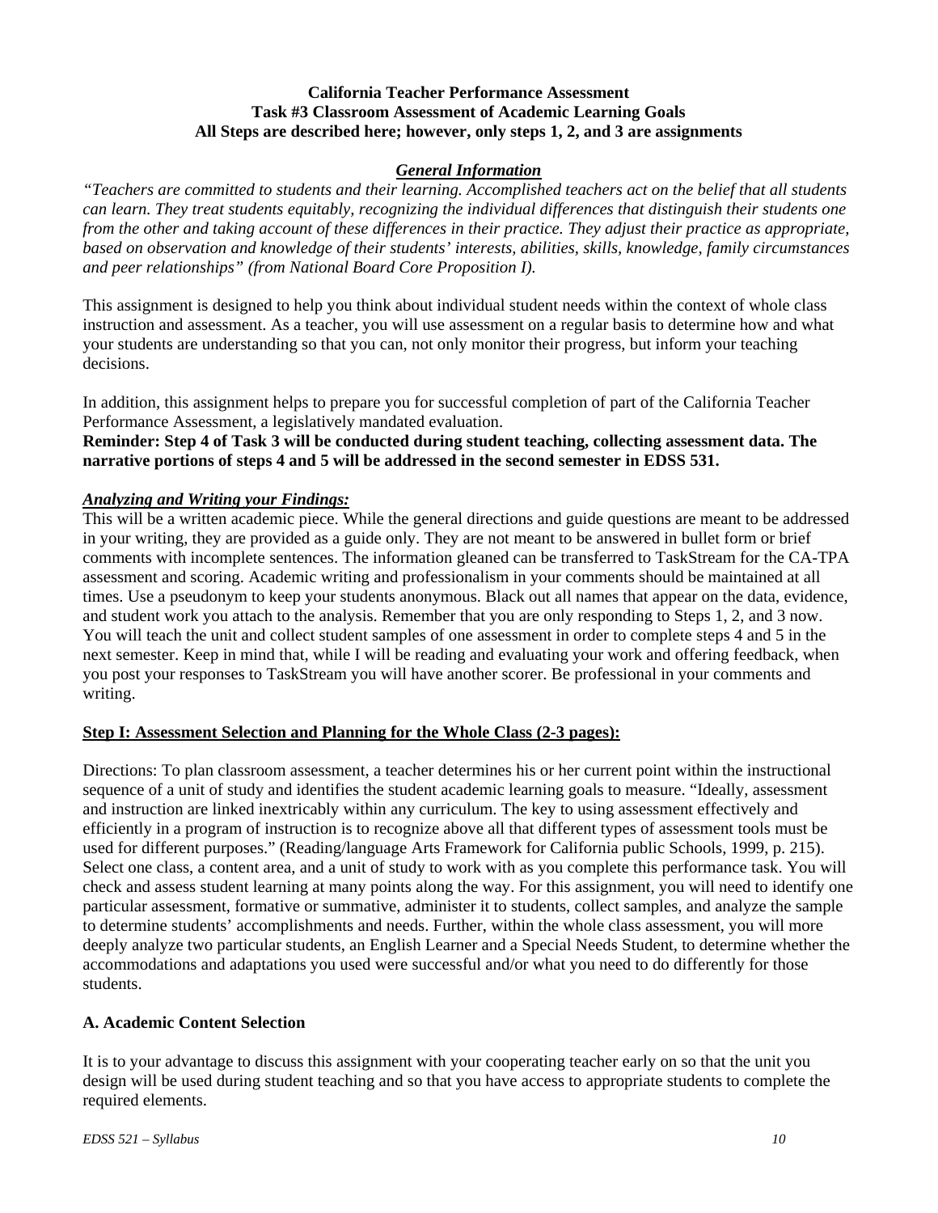**California Teacher Performance Assessment**
**Task #3 Classroom Assessment of Academic Learning Goals**
**All Steps are described here; however, only steps 1, 2, and 3 are assignments**

***General Information***

*"Teachers are committed to students and their learning. Accomplished teachers act on the belief that all students can learn. They treat students equitably, recognizing the individual differences that distinguish their students one from the other and taking account of these differences in their practice. They adjust their practice as appropriate, based on observation and knowledge of their students' interests, abilities, skills, knowledge, family circumstances and peer relationships" (from National Board Core Proposition I).*

This assignment is designed to help you think about individual student needs within the context of whole class instruction and assessment. As a teacher, you will use assessment on a regular basis to determine how and what your students are understanding so that you can, not only monitor their progress, but inform your teaching decisions.

In addition, this assignment helps to prepare you for successful completion of part of the California Teacher Performance Assessment, a legislatively mandated evaluation.

**Reminder: Step 4 of Task 3 will be conducted during student teaching, collecting assessment data. The narrative portions of steps 4 and 5 will be addressed in the second semester in EDSS 531.**

***Analyzing and Writing your Findings:***

This will be a written academic piece. While the general directions and guide questions are meant to be addressed in your writing, they are provided as a guide only. They are not meant to be answered in bullet form or brief comments with incomplete sentences. The information gleaned can be transferred to TaskStream for the CA-TPA assessment and scoring. Academic writing and professionalism in your comments should be maintained at all times. Use a pseudonym to keep your students anonymous. Black out all names that appear on the data, evidence, and student work you attach to the analysis. Remember that you are only responding to Steps 1, 2, and 3 now. You will teach the unit and collect student samples of one assessment in order to complete steps 4 and 5 in the next semester. Keep in mind that, while I will be reading and evaluating your work and offering feedback, when you post your responses to TaskStream you will have another scorer. Be professional in your comments and writing.

**Step I: Assessment Selection and Planning for the Whole Class (2-3 pages):**

Directions: To plan classroom assessment, a teacher determines his or her current point within the instructional sequence of a unit of study and identifies the student academic learning goals to measure. "Ideally, assessment and instruction are linked inextricably within any curriculum. The key to using assessment effectively and efficiently in a program of instruction is to recognize above all that different types of assessment tools must be used for different purposes." (Reading/language Arts Framework for California public Schools, 1999, p. 215). Select one class, a content area, and a unit of study to work with as you complete this performance task. You will check and assess student learning at many points along the way. For this assignment, you will need to identify one particular assessment, formative or summative, administer it to students, collect samples, and analyze the sample to determine students' accomplishments and needs. Further, within the whole class assessment, you will more deeply analyze two particular students, an English Learner and a Special Needs Student, to determine whether the accommodations and adaptations you used were successful and/or what you need to do differently for those students.

**A. Academic Content Selection**

It is to your advantage to discuss this assignment with your cooperating teacher early on so that the unit you design will be used during student teaching and so that you have access to appropriate students to complete the required elements.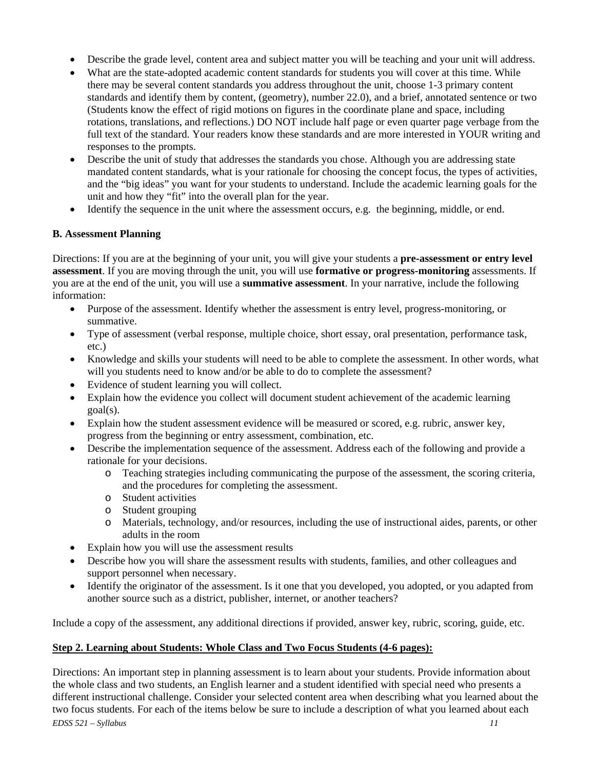- Describe the grade level, content area and subject matter you will be teaching and your unit will address.
- What are the state-adopted academic content standards for students you will cover at this time. While there may be several content standards you address throughout the unit, choose 1-3 primary content standards and identify them by content, (geometry), number 22.0), and a brief, annotated sentence or two (Students know the effect of rigid motions on figures in the coordinate plane and space, including rotations, translations, and reflections.) DO NOT include half page or even quarter page verbage from the full text of the standard. Your readers know these standards and are more interested in YOUR writing and responses to the prompts.
- Describe the unit of study that addresses the standards you chose. Although you are addressing state mandated content standards, what is your rationale for choosing the concept focus, the types of activities, and the "big ideas" you want for your students to understand. Include the academic learning goals for the unit and how they "fit" into the overall plan for the year.
- Identify the sequence in the unit where the assessment occurs, e.g. the beginning, middle, or end.

**B. Assessment Planning**

Directions: If you are at the beginning of your unit, you will give your students a **pre-assessment or entry level assessment**. If you are moving through the unit, you will use **formative or progress-monitoring** assessments. If you are at the end of the unit, you will use a **summative assessment**. In your narrative, include the following information:

- Purpose of the assessment. Identify whether the assessment is entry level, progress-monitoring, or summative.
- Type of assessment (verbal response, multiple choice, short essay, oral presentation, performance task, etc.)
- Knowledge and skills your students will need to be able to complete the assessment. In other words, what will you students need to know and/or be able to do to complete the assessment?
- Evidence of student learning you will collect.
- Explain how the evidence you collect will document student achievement of the academic learning goal(s).
- Explain how the student assessment evidence will be measured or scored, e.g. rubric, answer key, progress from the beginning or entry assessment, combination, etc.
- Describe the implementation sequence of the assessment. Address each of the following and provide a rationale for your decisions.
    - Teaching strategies including communicating the purpose of the assessment, the scoring criteria, and the procedures for completing the assessment.
    - Student activities
    - Student grouping
    - Materials, technology, and/or resources, including the use of instructional aides, parents, or other adults in the room
- Explain how you will use the assessment results
- Describe how you will share the assessment results with students, families, and other colleagues and support personnel when necessary.
- Identify the originator of the assessment. Is it one that you developed, you adopted, or you adapted from another source such as a district, publisher, internet, or another teachers?

Include a copy of the assessment, any additional directions if provided, answer key, rubric, scoring, guide, etc.

**Step 2. Learning about Students: Whole Class and Two Focus Students (4-6 pages):**

Directions: An important step in planning assessment is to learn about your students. Provide information about the whole class and two students, an English learner and a student identified with special need who presents a different instructional challenge. Consider your selected content area when describing what you learned about the two focus students. For each of the items below be sure to include a description of what you learned about each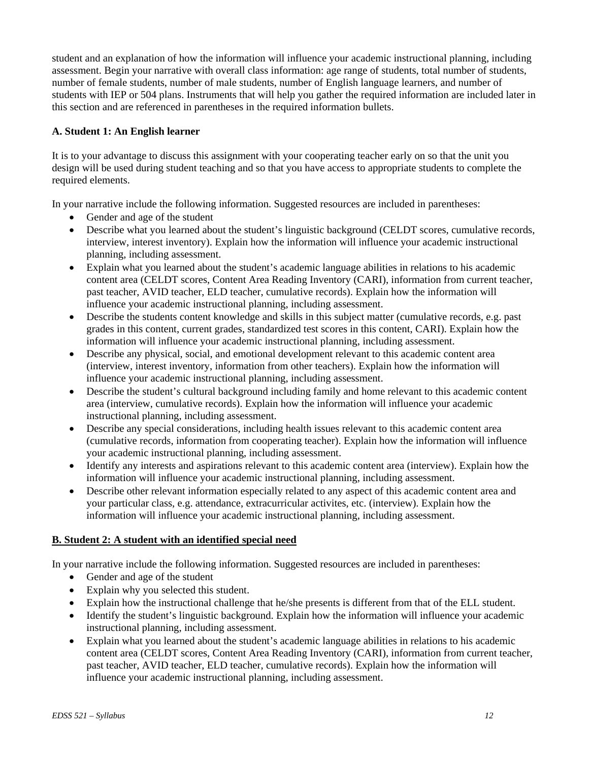student and an explanation of how the information will influence your academic instructional planning, including assessment. Begin your narrative with overall class information: age range of students, total number of students, number of female students, number of male students, number of English language learners, and number of students with IEP or 504 plans. Instruments that will help you gather the required information are included later in this section and are referenced in parentheses in the required information bullets.

**A. Student 1: An English learner**

It is to your advantage to discuss this assignment with your cooperating teacher early on so that the unit you design will be used during student teaching and so that you have access to appropriate students to complete the required elements.

In your narrative include the following information. Suggested resources are included in parentheses:

- Gender and age of the student
- Describe what you learned about the student's linguistic background (CELDT scores, cumulative records, interview, interest inventory). Explain how the information will influence your academic instructional planning, including assessment.
- Explain what you learned about the student's academic language abilities in relations to his academic content area (CELDT scores, Content Area Reading Inventory (CARI), information from current teacher, past teacher, AVID teacher, ELD teacher, cumulative records). Explain how the information will influence your academic instructional planning, including assessment.
- Describe the students content knowledge and skills in this subject matter (cumulative records, e.g. past grades in this content, current grades, standardized test scores in this content, CARI). Explain how the information will influence your academic instructional planning, including assessment.
- Describe any physical, social, and emotional development relevant to this academic content area (interview, interest inventory, information from other teachers). Explain how the information will influence your academic instructional planning, including assessment.
- Describe the student's cultural background including family and home relevant to this academic content area (interview, cumulative records). Explain how the information will influence your academic instructional planning, including assessment.
- Describe any special considerations, including health issues relevant to this academic content area (cumulative records, information from cooperating teacher). Explain how the information will influence your academic instructional planning, including assessment.
- Identify any interests and aspirations relevant to this academic content area (interview). Explain how the information will influence your academic instructional planning, including assessment.
- Describe other relevant information especially related to any aspect of this academic content area and your particular class, e.g. attendance, extracurricular activites, etc. (interview). Explain how the information will influence your academic instructional planning, including assessment.

**B. Student 2: A student with an identified special need**

In your narrative include the following information. Suggested resources are included in parentheses:

- Gender and age of the student
- Explain why you selected this student.
- Explain how the instructional challenge that he/she presents is different from that of the ELL student.
- Identify the student's linguistic background. Explain how the information will influence your academic instructional planning, including assessment.
- Explain what you learned about the student's academic language abilities in relations to his academic content area (CELDT scores, Content Area Reading Inventory (CARI), information from current teacher, past teacher, AVID teacher, ELD teacher, cumulative records). Explain how the information will influence your academic instructional planning, including assessment.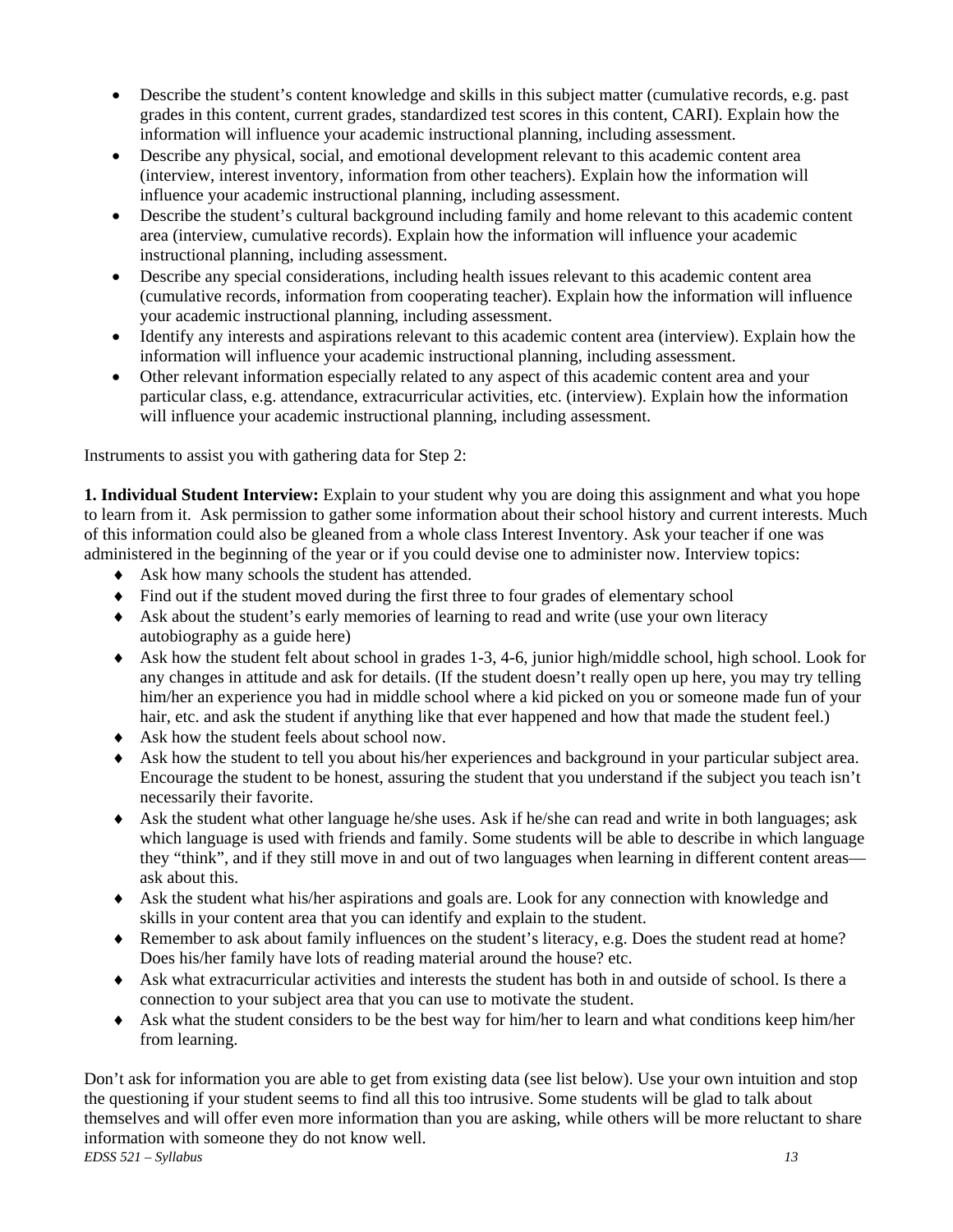- Describe the student's content knowledge and skills in this subject matter (cumulative records, e.g. past grades in this content, current grades, standardized test scores in this content, CARI). Explain how the information will influence your academic instructional planning, including assessment.
- Describe any physical, social, and emotional development relevant to this academic content area (interview, interest inventory, information from other teachers). Explain how the information will influence your academic instructional planning, including assessment.
- Describe the student's cultural background including family and home relevant to this academic content area (interview, cumulative records). Explain how the information will influence your academic instructional planning, including assessment.
- Describe any special considerations, including health issues relevant to this academic content area (cumulative records, information from cooperating teacher). Explain how the information will influence your academic instructional planning, including assessment.
- Identify any interests and aspirations relevant to this academic content area (interview). Explain how the information will influence your academic instructional planning, including assessment.
- Other relevant information especially related to any aspect of this academic content area and your particular class, e.g. attendance, extracurricular activities, etc. (interview). Explain how the information will influence your academic instructional planning, including assessment.

Instruments to assist you with gathering data for Step 2:

**1. Individual Student Interview:** Explain to your student why you are doing this assignment and what you hope to learn from it. Ask permission to gather some information about their school history and current interests. Much of this information could also be gleaned from a whole class Interest Inventory. Ask your teacher if one was administered in the beginning of the year or if you could devise one to administer now. Interview topics:

- Ask how many schools the student has attended.
- Find out if the student moved during the first three to four grades of elementary school
- Ask about the student's early memories of learning to read and write (use your own literacy autobiography as a guide here)
- Ask how the student felt about school in grades 1-3, 4-6, junior high/middle school, high school. Look for any changes in attitude and ask for details. (If the student doesn't really open up here, you may try telling him/her an experience you had in middle school where a kid picked on you or someone made fun of your hair, etc. and ask the student if anything like that ever happened and how that made the student feel.)
- Ask how the student feels about school now.
- Ask how the student to tell you about his/her experiences and background in your particular subject area. Encourage the student to be honest, assuring the student that you understand if the subject you teach isn't necessarily their favorite.
- Ask the student what other language he/she uses. Ask if he/she can read and write in both languages; ask which language is used with friends and family. Some students will be able to describe in which language they "think", and if they still move in and out of two languages when learning in different content areas—ask about this.
- Ask the student what his/her aspirations and goals are. Look for any connection with knowledge and skills in your content area that you can identify and explain to the student.
- Remember to ask about family influences on the student's literacy, e.g. Does the student read at home? Does his/her family have lots of reading material around the house? etc.
- Ask what extracurricular activities and interests the student has both in and outside of school. Is there a connection to your subject area that you can use to motivate the student.
- Ask what the student considers to be the best way for him/her to learn and what conditions keep him/her from learning.

Don't ask for information you are able to get from existing data (see list below). Use your own intuition and stop the questioning if your student seems to find all this too intrusive. Some students will be glad to talk about themselves and will offer even more information than you are asking, while others will be more reluctant to share information with someone they do not know well.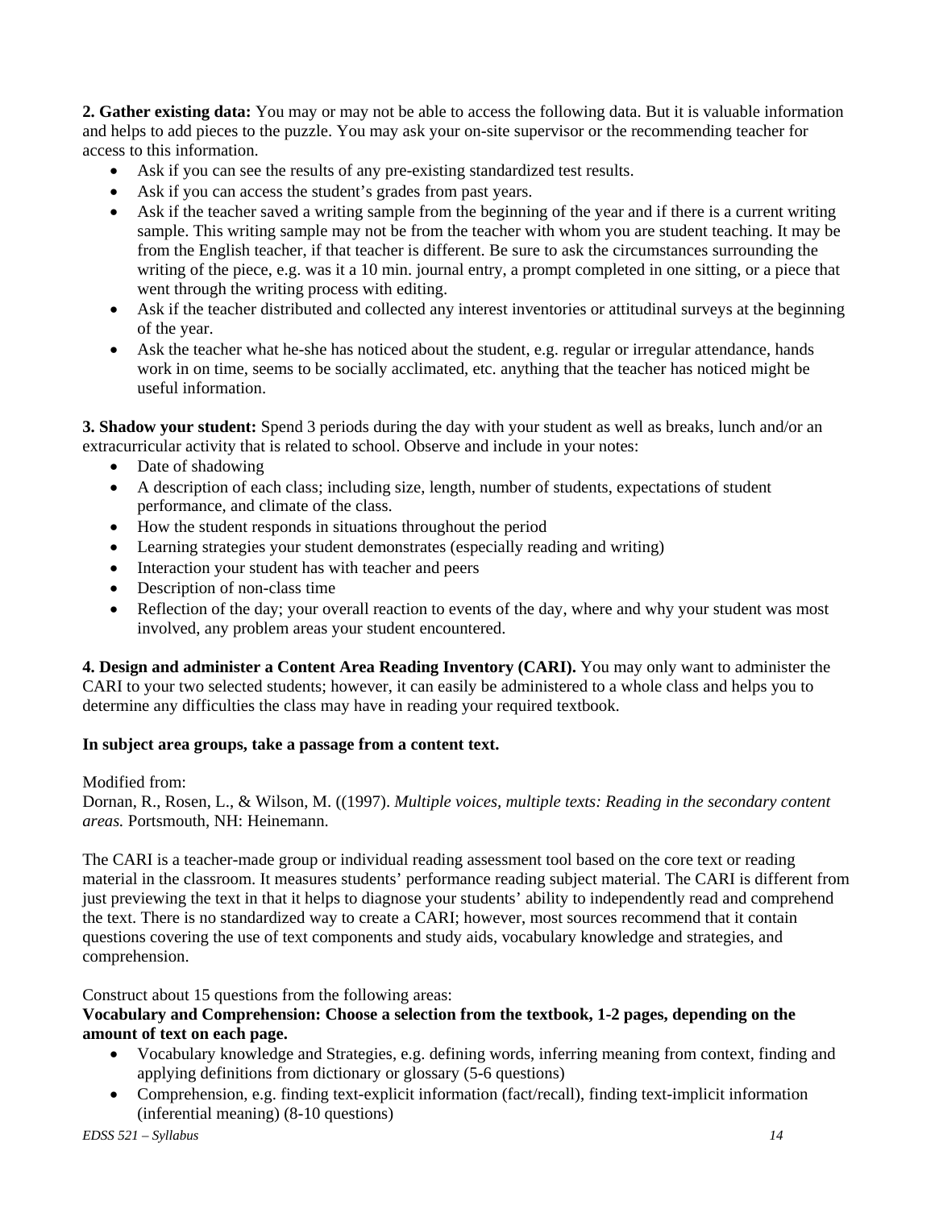**2. Gather existing data:** You may or may not be able to access the following data. But it is valuable information and helps to add pieces to the puzzle. You may ask your on-site supervisor or the recommending teacher for access to this information.

- Ask if you can see the results of any pre-existing standardized test results.
- Ask if you can access the student's grades from past years.
- Ask if the teacher saved a writing sample from the beginning of the year and if there is a current writing sample. This writing sample may not be from the teacher with whom you are student teaching. It may be from the English teacher, if that teacher is different. Be sure to ask the circumstances surrounding the writing of the piece, e.g. was it a 10 min. journal entry, a prompt completed in one sitting, or a piece that went through the writing process with editing.
- Ask if the teacher distributed and collected any interest inventories or attitudinal surveys at the beginning of the year.
- Ask the teacher what he-she has noticed about the student, e.g. regular or irregular attendance, hands work in on time, seems to be socially acclimated, etc. anything that the teacher has noticed might be useful information.

**3. Shadow your student:** Spend 3 periods during the day with your student as well as breaks, lunch and/or an extracurricular activity that is related to school. Observe and include in your notes:

- Date of shadowing
- A description of each class; including size, length, number of students, expectations of student performance, and climate of the class.
- How the student responds in situations throughout the period
- Learning strategies your student demonstrates (especially reading and writing)
- Interaction your student has with teacher and peers
- Description of non-class time
- Reflection of the day; your overall reaction to events of the day, where and why your student was most involved, any problem areas your student encountered.

**4. Design and administer a Content Area Reading Inventory (CARI).** You may only want to administer the CARI to your two selected students; however, it can easily be administered to a whole class and helps you to determine any difficulties the class may have in reading your required textbook.

**In subject area groups, take a passage from a content text.**

Modified from:
Dornan, R., Rosen, L., & Wilson, M. ((1997). *Multiple voices, multiple texts: Reading in the secondary content areas.* Portsmouth, NH: Heinemann.

The CARI is a teacher-made group or individual reading assessment tool based on the core text or reading material in the classroom. It measures students' performance reading subject material. The CARI is different from just previewing the text in that it helps to diagnose your students' ability to independently read and comprehend the text. There is no standardized way to create a CARI; however, most sources recommend that it contain questions covering the use of text components and study aids, vocabulary knowledge and strategies, and comprehension.

Construct about 15 questions from the following areas:

**Vocabulary and Comprehension: Choose a selection from the textbook, 1-2 pages, depending on the amount of text on each page.**

- Vocabulary knowledge and Strategies, e.g. defining words, inferring meaning from context, finding and applying definitions from dictionary or glossary (5-6 questions)
- Comprehension, e.g. finding text-explicit information (fact/recall), finding text-implicit information (inferential meaning) (8-10 questions)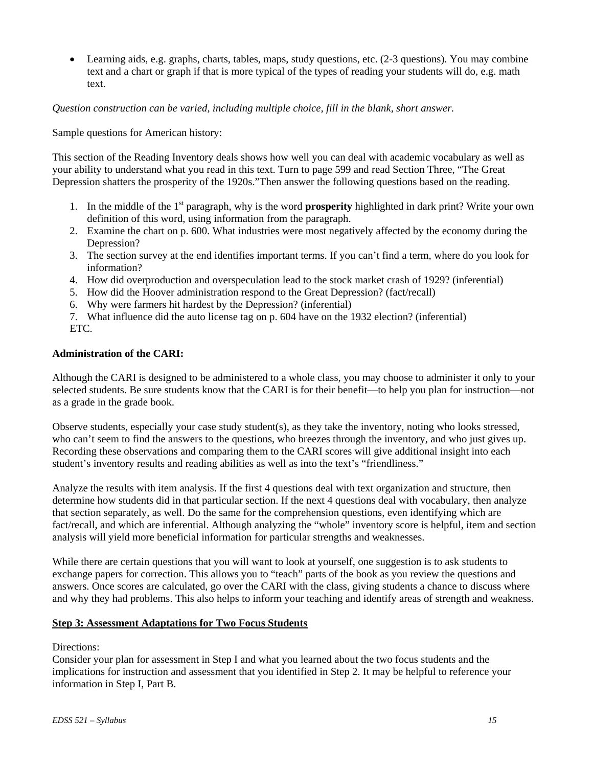- Learning aids, e.g. graphs, charts, tables, maps, study questions, etc. (2-3 questions). You may combine text and a chart or graph if that is more typical of the types of reading your students will do, e.g. math text.

*Question construction can be varied, including multiple choice, fill in the blank, short answer.*

Sample questions for American history:

This section of the Reading Inventory deals shows how well you can deal with academic vocabulary as well as your ability to understand what you read in this text. Turn to page 599 and read Section Three, "The Great Depression shatters the prosperity of the 1920s."Then answer the following questions based on the reading.

1. In the middle of the 1st paragraph, why is the word **prosperity** highlighted in dark print? Write your own definition of this word, using information from the paragraph.
2. Examine the chart on p. 600. What industries were most negatively affected by the economy during the Depression?
3. The section survey at the end identifies important terms. If you can't find a term, where do you look for information?
4. How did overproduction and overspeculation lead to the stock market crash of 1929? (inferential)
5. How did the Hoover administration respond to the Great Depression? (fact/recall)
6. Why were farmers hit hardest by the Depression? (inferential)
7. What influence did the auto license tag on p. 604 have on the 1932 election? (inferential)

ETC.

**Administration of the CARI:**

Although the CARI is designed to be administered to a whole class, you may choose to administer it only to your selected students. Be sure students know that the CARI is for their benefit—to help you plan for instruction—not as a grade in the grade book.

Observe students, especially your case study student(s), as they take the inventory, noting who looks stressed, who can't seem to find the answers to the questions, who breezes through the inventory, and who just gives up. Recording these observations and comparing them to the CARI scores will give additional insight into each student's inventory results and reading abilities as well as into the text's "friendliness."

Analyze the results with item analysis. If the first 4 questions deal with text organization and structure, then determine how students did in that particular section. If the next 4 questions deal with vocabulary, then analyze that section separately, as well. Do the same for the comprehension questions, even identifying which are fact/recall, and which are inferential. Although analyzing the "whole" inventory score is helpful, item and section analysis will yield more beneficial information for particular strengths and weaknesses.

While there are certain questions that you will want to look at yourself, one suggestion is to ask students to exchange papers for correction. This allows you to "teach" parts of the book as you review the questions and answers. Once scores are calculated, go over the CARI with the class, giving students a chance to discuss where and why they had problems. This also helps to inform your teaching and identify areas of strength and weakness.

**Step 3: Assessment Adaptations for Two Focus Students**

Directions:
Consider your plan for assessment in Step I and what you learned about the two focus students and the implications for instruction and assessment that you identified in Step 2. It may be helpful to reference your information in Step I, Part B.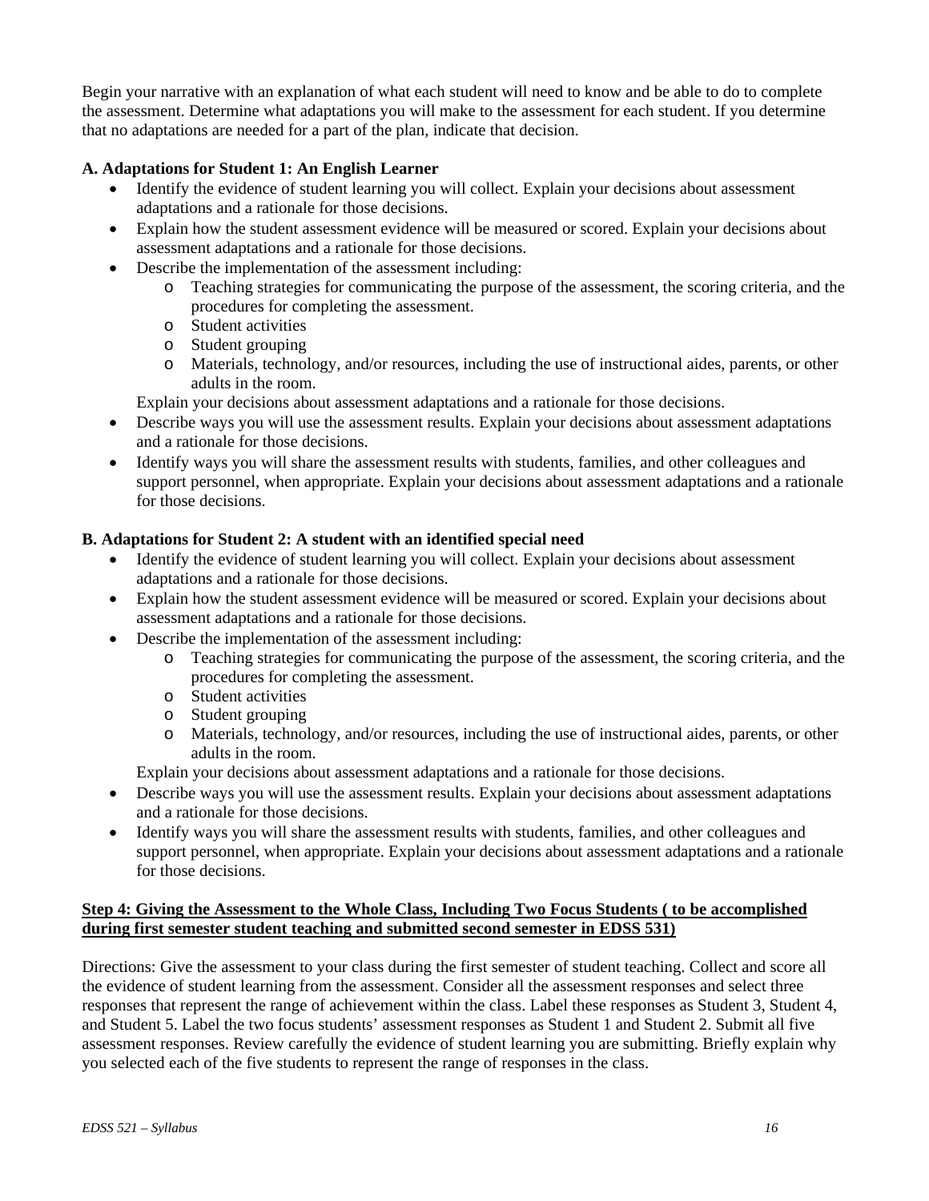Begin your narrative with an explanation of what each student will need to know and be able to do to complete the assessment. Determine what adaptations you will make to the assessment for each student. If you determine that no adaptations are needed for a part of the plan, indicate that decision.

**A. Adaptations for Student 1: An English Learner**

- Identify the evidence of student learning you will collect. Explain your decisions about assessment adaptations and a rationale for those decisions.
- Explain how the student assessment evidence will be measured or scored. Explain your decisions about assessment adaptations and a rationale for those decisions.
- Describe the implementation of the assessment including:
    - Teaching strategies for communicating the purpose of the assessment, the scoring criteria, and the procedures for completing the assessment.
    - Student activities
    - Student grouping
    - Materials, technology, and/or resources, including the use of instructional aides, parents, or other adults in the room.

  Explain your decisions about assessment adaptations and a rationale for those decisions.
- Describe ways you will use the assessment results. Explain your decisions about assessment adaptations and a rationale for those decisions.
- Identify ways you will share the assessment results with students, families, and other colleagues and support personnel, when appropriate. Explain your decisions about assessment adaptations and a rationale for those decisions.

**B. Adaptations for Student 2: A student with an identified special need**

- Identify the evidence of student learning you will collect. Explain your decisions about assessment adaptations and a rationale for those decisions.
- Explain how the student assessment evidence will be measured or scored. Explain your decisions about assessment adaptations and a rationale for those decisions.
- Describe the implementation of the assessment including:
    - Teaching strategies for communicating the purpose of the assessment, the scoring criteria, and the procedures for completing the assessment.
    - Student activities
    - Student grouping
    - Materials, technology, and/or resources, including the use of instructional aides, parents, or other adults in the room.

  Explain your decisions about assessment adaptations and a rationale for those decisions.
- Describe ways you will use the assessment results. Explain your decisions about assessment adaptations and a rationale for those decisions.
- Identify ways you will share the assessment results with students, families, and other colleagues and support personnel, when appropriate. Explain your decisions about assessment adaptations and a rationale for those decisions.

**Step 4: Giving the Assessment to the Whole Class, Including Two Focus Students ( to be accomplished during first semester student teaching and submitted second semester in EDSS 531)**

Directions: Give the assessment to your class during the first semester of student teaching. Collect and score all the evidence of student learning from the assessment. Consider all the assessment responses and select three responses that represent the range of achievement within the class. Label these responses as Student 3, Student 4, and Student 5. Label the two focus students' assessment responses as Student 1 and Student 2. Submit all five assessment responses. Review carefully the evidence of student learning you are submitting. Briefly explain why you selected each of the five students to represent the range of responses in the class.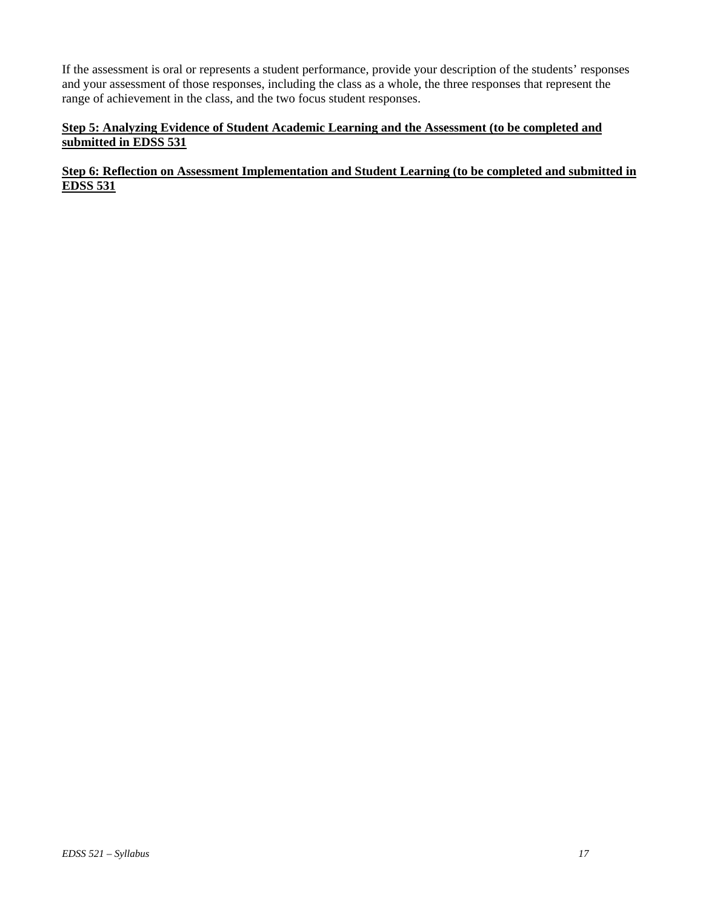If the assessment is oral or represents a student performance, provide your description of the students' responses and your assessment of those responses, including the class as a whole, the three responses that represent the range of achievement in the class, and the two focus student responses.

**Step 5: Analyzing Evidence of Student Academic Learning and the Assessment (to be completed and submitted in EDSS 531**

**Step 6: Reflection on Assessment Implementation and Student Learning (to be completed and submitted in EDSS 531**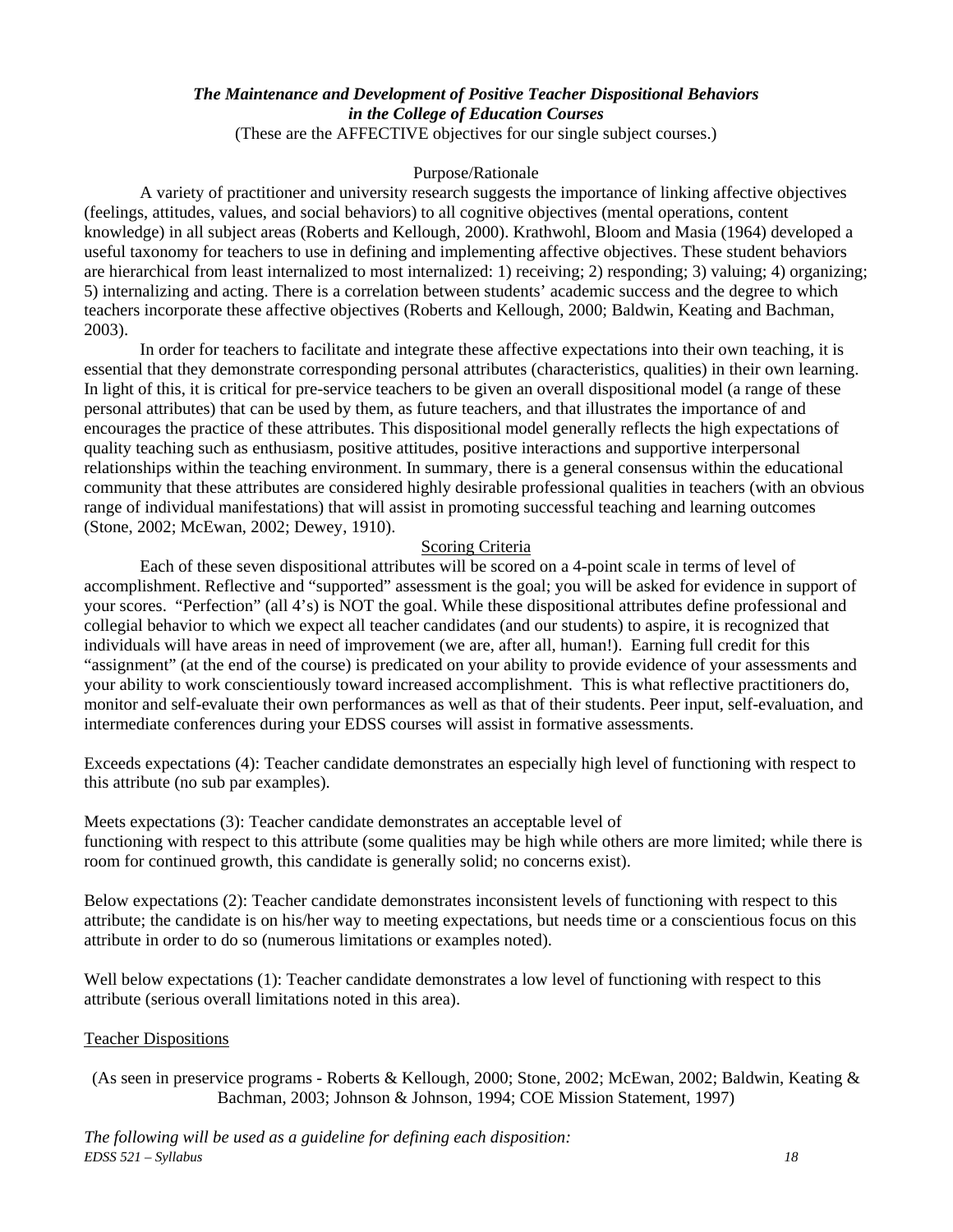***The Maintenance and Development of Positive Teacher Dispositional Behaviors in the College of Education Courses***

(These are the AFFECTIVE objectives for our single subject courses.)

Purpose/Rationale

A variety of practitioner and university research suggests the importance of linking affective objectives (feelings, attitudes, values, and social behaviors) to all cognitive objectives (mental operations, content knowledge) in all subject areas (Roberts and Kellough, 2000). Krathwohl, Bloom and Masia (1964) developed a useful taxonomy for teachers to use in defining and implementing affective objectives. These student behaviors are hierarchical from least internalized to most internalized: 1) receiving; 2) responding; 3) valuing; 4) organizing; 5) internalizing and acting. There is a correlation between students' academic success and the degree to which teachers incorporate these affective objectives (Roberts and Kellough, 2000; Baldwin, Keating and Bachman, 2003).

In order for teachers to facilitate and integrate these affective expectations into their own teaching, it is essential that they demonstrate corresponding personal attributes (characteristics, qualities) in their own learning. In light of this, it is critical for pre-service teachers to be given an overall dispositional model (a range of these personal attributes) that can be used by them, as future teachers, and that illustrates the importance of and encourages the practice of these attributes. This dispositional model generally reflects the high expectations of quality teaching such as enthusiasm, positive attitudes, positive interactions and supportive interpersonal relationships within the teaching environment. In summary, there is a general consensus within the educational community that these attributes are considered highly desirable professional qualities in teachers (with an obvious range of individual manifestations) that will assist in promoting successful teaching and learning outcomes (Stone, 2002; McEwan, 2002; Dewey, 1910).

<u>Scoring Criteria</u>

Each of these seven dispositional attributes will be scored on a 4-point scale in terms of level of accomplishment. Reflective and "supported" assessment is the goal; you will be asked for evidence in support of your scores. "Perfection" (all 4's) is NOT the goal. While these dispositional attributes define professional and collegial behavior to which we expect all teacher candidates (and our students) to aspire, it is recognized that individuals will have areas in need of improvement (we are, after all, human!). Earning full credit for this "assignment" (at the end of the course) is predicated on your ability to provide evidence of your assessments and your ability to work conscientiously toward increased accomplishment. This is what reflective practitioners do, monitor and self-evaluate their own performances as well as that of their students. Peer input, self-evaluation, and intermediate conferences during your EDSS courses will assist in formative assessments.

Exceeds expectations (4): Teacher candidate demonstrates an especially high level of functioning with respect to this attribute (no sub par examples).

Meets expectations (3): Teacher candidate demonstrates an acceptable level of functioning with respect to this attribute (some qualities may be high while others are more limited; while there is room for continued growth, this candidate is generally solid; no concerns exist).

Below expectations (2): Teacher candidate demonstrates inconsistent levels of functioning with respect to this attribute; the candidate is on his/her way to meeting expectations, but needs time or a conscientious focus on this attribute in order to do so (numerous limitations or examples noted).

Well below expectations (1): Teacher candidate demonstrates a low level of functioning with respect to this attribute (serious overall limitations noted in this area).

<u>Teacher Dispositions</u>

(As seen in preservice programs - Roberts & Kellough, 2000; Stone, 2002; McEwan, 2002; Baldwin, Keating & Bachman, 2003; Johnson & Johnson, 1994; COE Mission Statement, 1997)

*The following will be used as a guideline for defining each disposition:*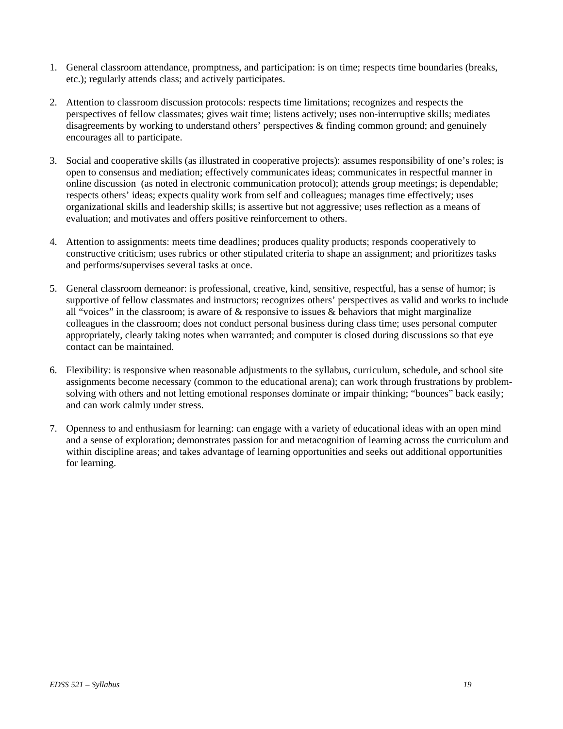1. General classroom attendance, promptness, and participation: is on time; respects time boundaries (breaks, etc.); regularly attends class; and actively participates.

2. Attention to classroom discussion protocols: respects time limitations; recognizes and respects the perspectives of fellow classmates; gives wait time; listens actively; uses non-interruptive skills; mediates disagreements by working to understand others' perspectives & finding common ground; and genuinely encourages all to participate.

3. Social and cooperative skills (as illustrated in cooperative projects): assumes responsibility of one's roles; is open to consensus and mediation; effectively communicates ideas; communicates in respectful manner in online discussion (as noted in electronic communication protocol); attends group meetings; is dependable; respects others' ideas; expects quality work from self and colleagues; manages time effectively; uses organizational skills and leadership skills; is assertive but not aggressive; uses reflection as a means of evaluation; and motivates and offers positive reinforcement to others.

4. Attention to assignments: meets time deadlines; produces quality products; responds cooperatively to constructive criticism; uses rubrics or other stipulated criteria to shape an assignment; and prioritizes tasks and performs/supervises several tasks at once.

5. General classroom demeanor: is professional, creative, kind, sensitive, respectful, has a sense of humor; is supportive of fellow classmates and instructors; recognizes others' perspectives as valid and works to include all "voices" in the classroom; is aware of & responsive to issues & behaviors that might marginalize colleagues in the classroom; does not conduct personal business during class time; uses personal computer appropriately, clearly taking notes when warranted; and computer is closed during discussions so that eye contact can be maintained.

6. Flexibility: is responsive when reasonable adjustments to the syllabus, curriculum, schedule, and school site assignments become necessary (common to the educational arena); can work through frustrations by problem-solving with others and not letting emotional responses dominate or impair thinking; "bounces" back easily; and can work calmly under stress.

7. Openness to and enthusiasm for learning: can engage with a variety of educational ideas with an open mind and a sense of exploration; demonstrates passion for and metacognition of learning across the curriculum and within discipline areas; and takes advantage of learning opportunities and seeks out additional opportunities for learning.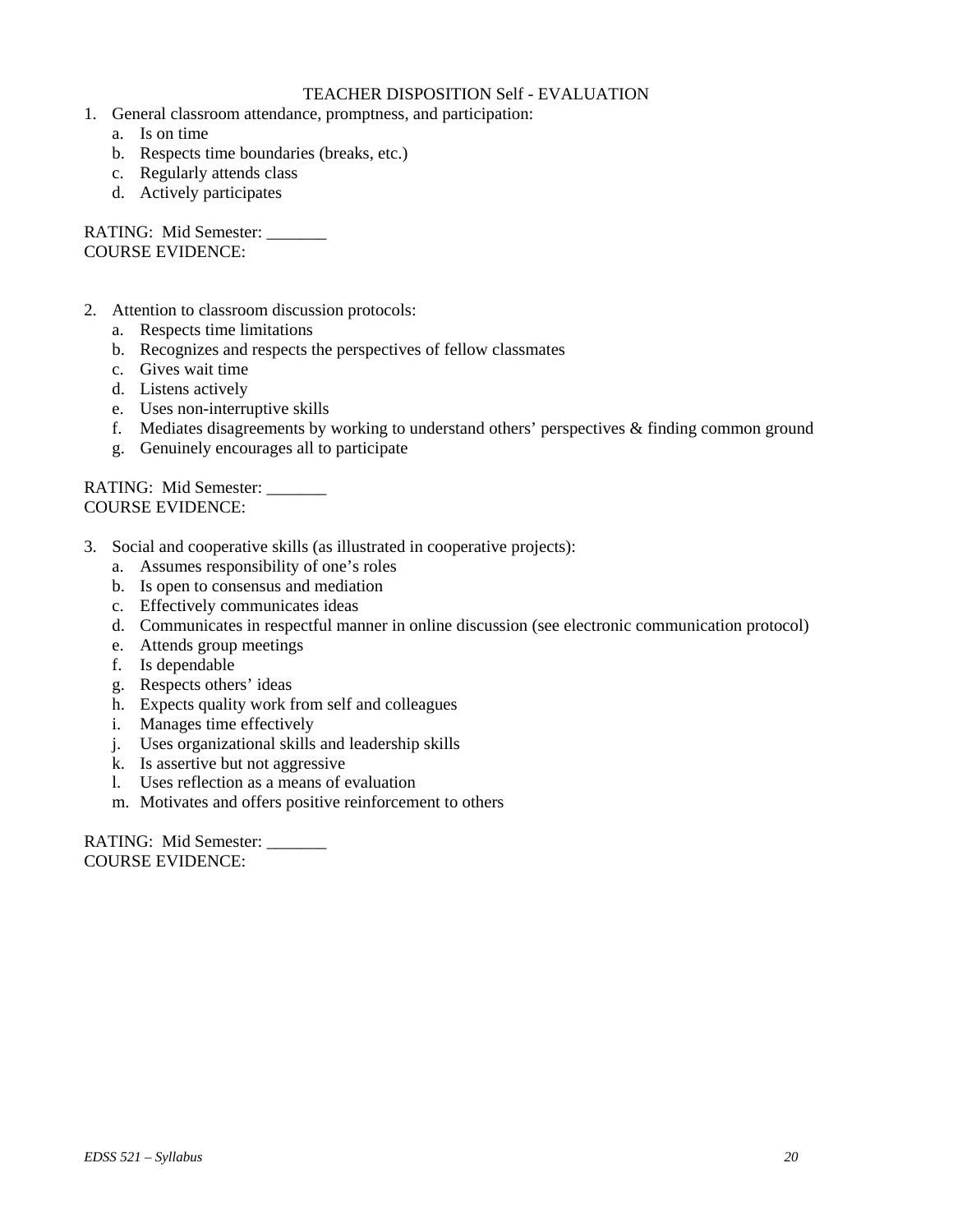## TEACHER DISPOSITION Self - EVALUATION

1. General classroom attendance, promptness, and participation:
   a. Is on time
   b. Respects time boundaries (breaks, etc.)
   c. Regularly attends class
   d. Actively participates

RATING: Mid Semester: _______
COURSE EVIDENCE:

2. Attention to classroom discussion protocols:
   a. Respects time limitations
   b. Recognizes and respects the perspectives of fellow classmates
   c. Gives wait time
   d. Listens actively
   e. Uses non-interruptive skills
   f. Mediates disagreements by working to understand others' perspectives & finding common ground
   g. Genuinely encourages all to participate

RATING: Mid Semester: _______
COURSE EVIDENCE:

3. Social and cooperative skills (as illustrated in cooperative projects):
   a. Assumes responsibility of one's roles
   b. Is open to consensus and mediation
   c. Effectively communicates ideas
   d. Communicates in respectful manner in online discussion (see electronic communication protocol)
   e. Attends group meetings
   f. Is dependable
   g. Respects others' ideas
   h. Expects quality work from self and colleagues
   i. Manages time effectively
   j. Uses organizational skills and leadership skills
   k. Is assertive but not aggressive
   l. Uses reflection as a means of evaluation
   m. Motivates and offers positive reinforcement to others

RATING: Mid Semester: _______
COURSE EVIDENCE: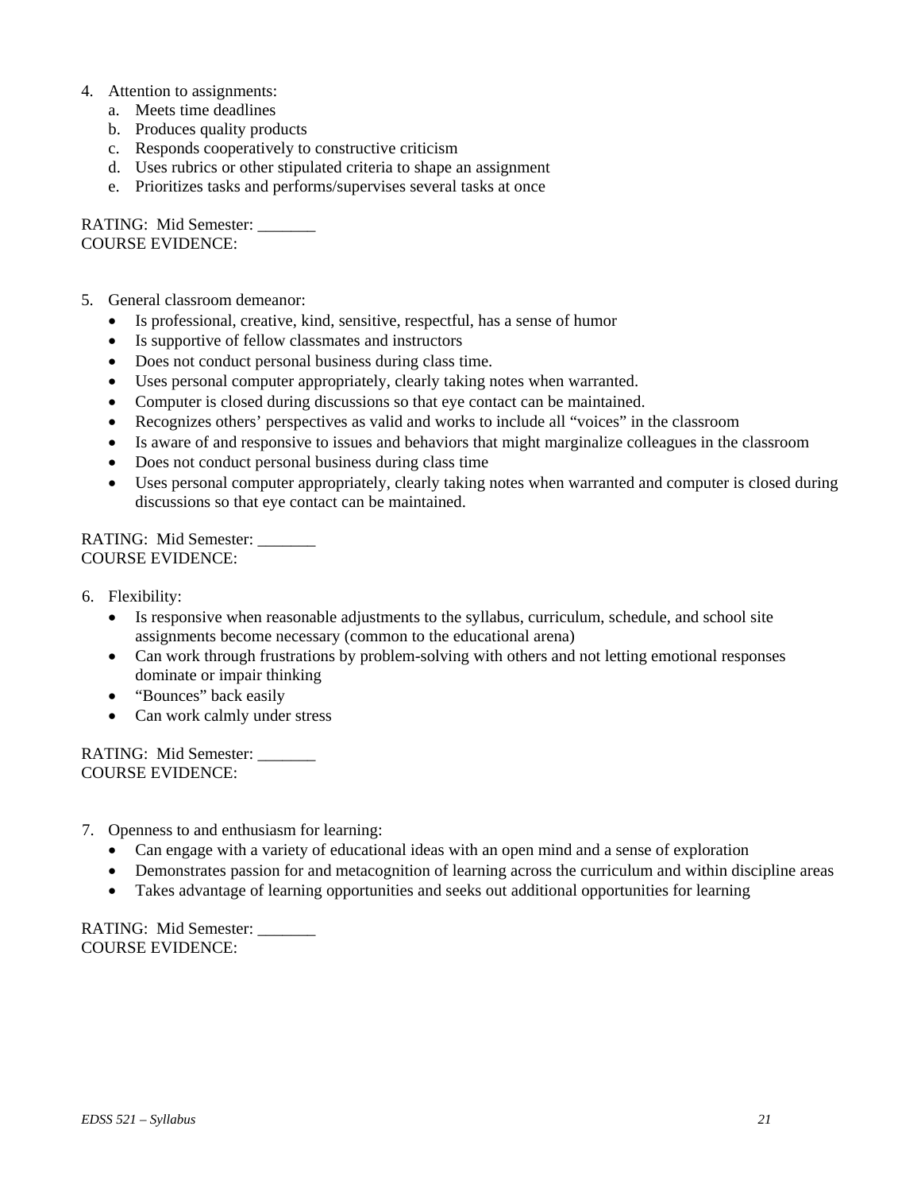4. Attention to assignments:
   a. Meets time deadlines
   b. Produces quality products
   c. Responds cooperatively to constructive criticism
   d. Uses rubrics or other stipulated criteria to shape an assignment
   e. Prioritizes tasks and performs/supervises several tasks at once

RATING: Mid Semester: _______
COURSE EVIDENCE:

5. General classroom demeanor:
   - Is professional, creative, kind, sensitive, respectful, has a sense of humor
   - Is supportive of fellow classmates and instructors
   - Does not conduct personal business during class time.
   - Uses personal computer appropriately, clearly taking notes when warranted.
   - Computer is closed during discussions so that eye contact can be maintained.
   - Recognizes others' perspectives as valid and works to include all "voices" in the classroom
   - Is aware of and responsive to issues and behaviors that might marginalize colleagues in the classroom
   - Does not conduct personal business during class time
   - Uses personal computer appropriately, clearly taking notes when warranted and computer is closed during discussions so that eye contact can be maintained.

RATING: Mid Semester: _______
COURSE EVIDENCE:

6. Flexibility:
   - Is responsive when reasonable adjustments to the syllabus, curriculum, schedule, and school site assignments become necessary (common to the educational arena)
   - Can work through frustrations by problem-solving with others and not letting emotional responses dominate or impair thinking
   - "Bounces" back easily
   - Can work calmly under stress

RATING: Mid Semester: _______
COURSE EVIDENCE:

7. Openness to and enthusiasm for learning:
   - Can engage with a variety of educational ideas with an open mind and a sense of exploration
   - Demonstrates passion for and metacognition of learning across the curriculum and within discipline areas
   - Takes advantage of learning opportunities and seeks out additional opportunities for learning

RATING: Mid Semester: _______
COURSE EVIDENCE: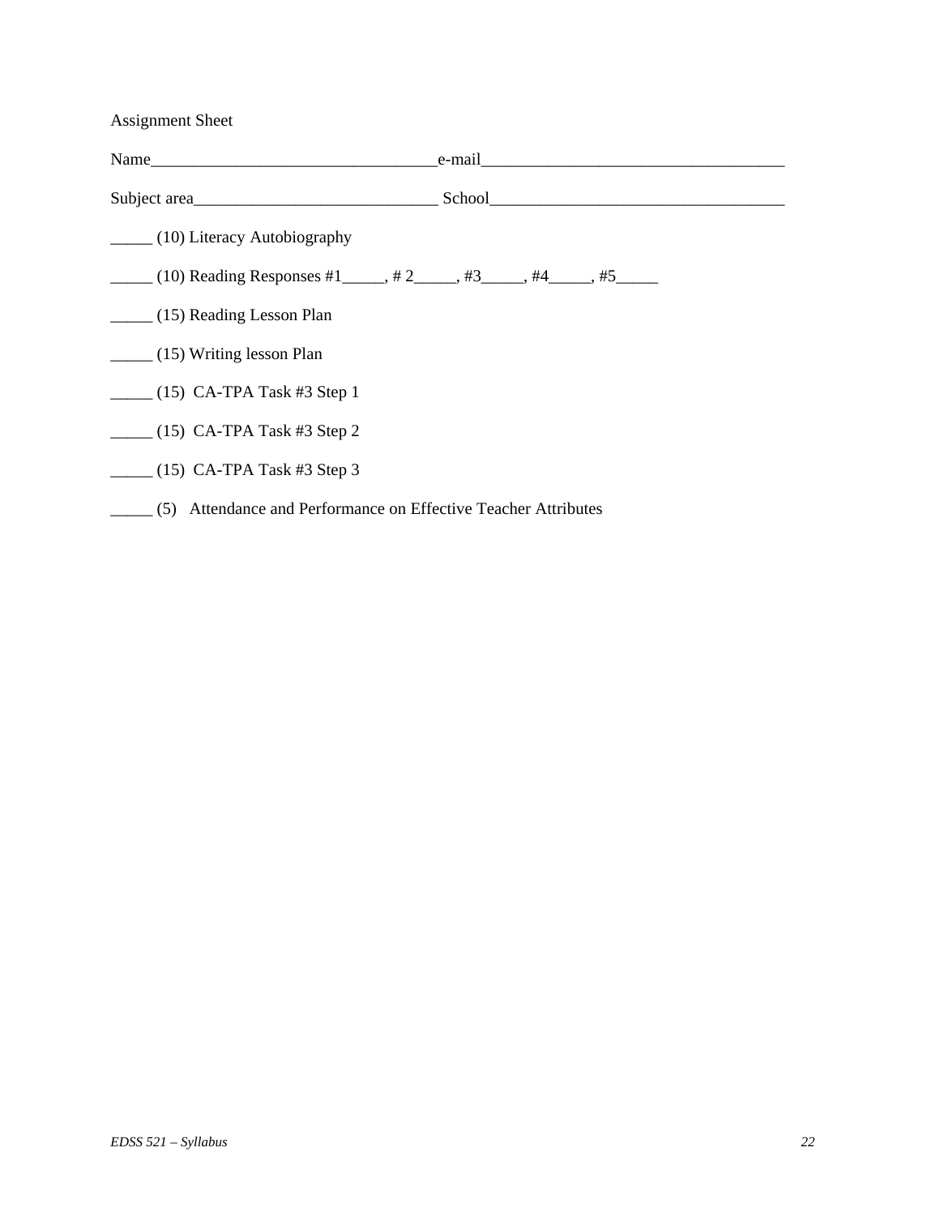Assignment Sheet

Name__________________________________e-mail____________________________________

Subject area_____________________________ School___________________________________

_____ (10) Literacy Autobiography

_____ (10) Reading Responses #1_____, # 2_____, #3_____, #4_____, #5_____

_____ (15) Reading Lesson Plan

_____ (15) Writing lesson Plan

_____ (15) CA-TPA Task #3 Step 1

_____ (15) CA-TPA Task #3 Step 2

_____ (15) CA-TPA Task #3 Step 3

_____ (5) Attendance and Performance on Effective Teacher Attributes